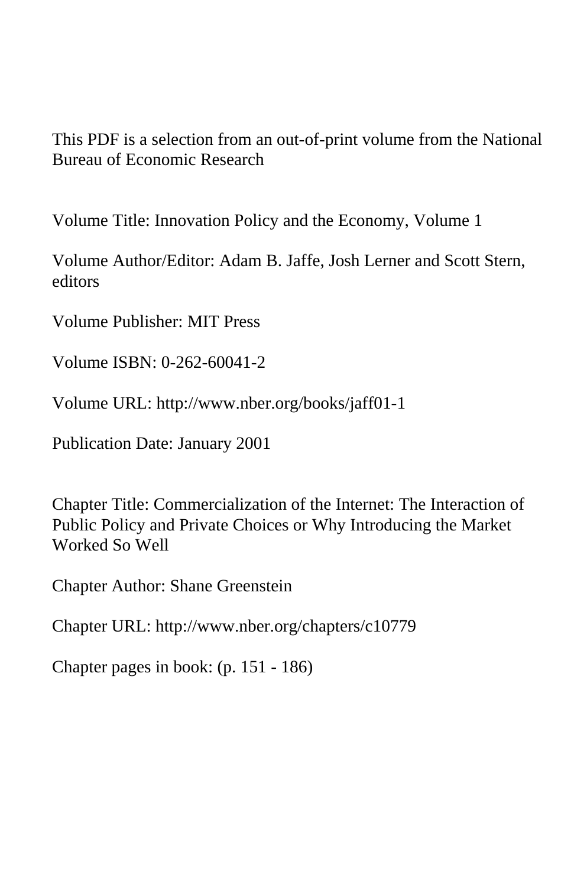This PDF is a selection from an out-of-print volume from the National Bureau of Economic Research

Volume Title: Innovation Policy and the Economy, Volume 1

Volume Author/Editor: Adam B. Jaffe, Josh Lerner and Scott Stern, editors

Volume Publisher: MIT Press

Volume ISBN: 0-262-60041-2

Volume URL: http://www.nber.org/books/jaff01-1

Publication Date: January 2001

Chapter Title: Commercialization of the Internet: The Interaction of Public Policy and Private Choices or Why Introducing the Market Worked So Well

Chapter Author: Shane Greenstein

Chapter URL: http://www.nber.org/chapters/c10779

Chapter pages in book: (p. 151 - 186)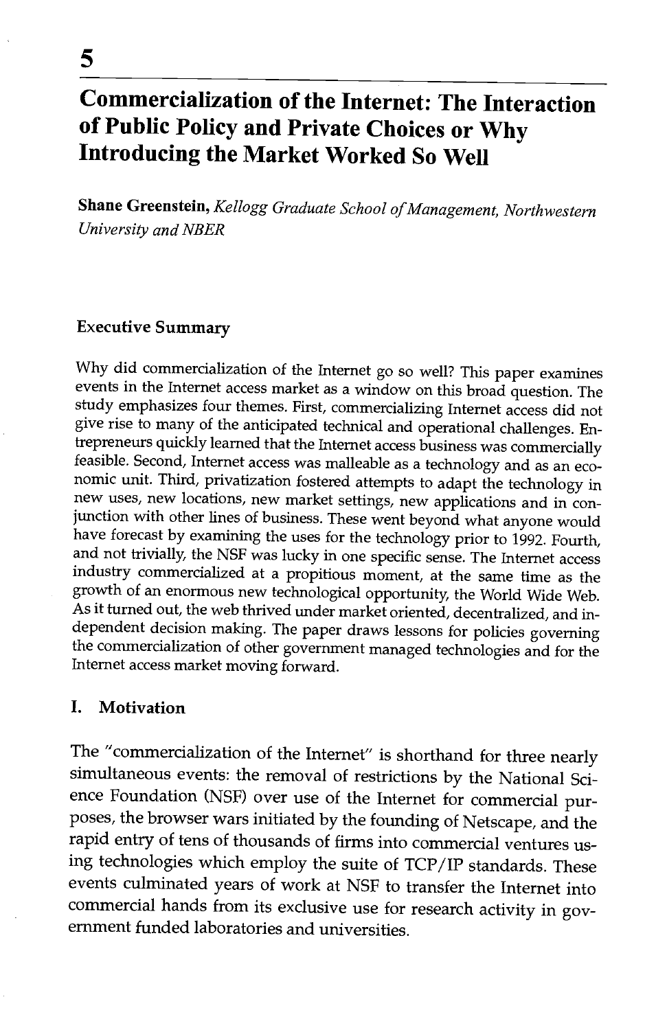# 5

## Commercialization of the Internet: The Interaction of Public Policy and Private Choices or Why Introducing the Market Worked So Well

**Shane Greenstein,** *Kellogg Graduate School of Management, Northwestern University and NBER*

### Executive Summary

Why did commercialization of the Internet go so well? This paper examines events in the Internet access market as a window on this broad question. The study emphasizes four themes. First, commercializing Internet access did not give rise to many of the anticipated technical and operational challenges. Entrepreneurs quickly learned that the Internet access business was commercially feasible. Second, Internet access was malleable as a technology and as an economic unit. Third, privatization fostered attempts to adapt the technology in new uses, new locations, new market settings, new applications and in conjunction with other lines of business. These went beyond what anyone would have forecast by examining the uses for the technology prior to 1992. Fourth, and not trivially, the NSF was lucky in one specific sense. The Internet access industry commercialized at a propitious moment, at the same time as the growth of an enormous new technological opportunity, the World Wide Web. As it turned out, the web thrived under market oriented, decentralized, and independent decision making. The paper draws lessons for policies governing the commercialization of other government managed technologies and for the Internet access market moving forward.

### I. Motivation

The "commercialization of the Internet" is shorthand for three nearly simultaneous events: the removal of restrictions by the National Science Foundation (NSF) over use of the Internet for commercial purposes, the browser wars initiated by the founding of Netscape, and the rapid entry of tens of thousands of firms into commercial ventures using technologies which employ the suite of TCP/IP standards. These events culminated years of work at NSF to transfer the Internet into commercial hands from its exclusive use for research activity in government funded laboratories and universities.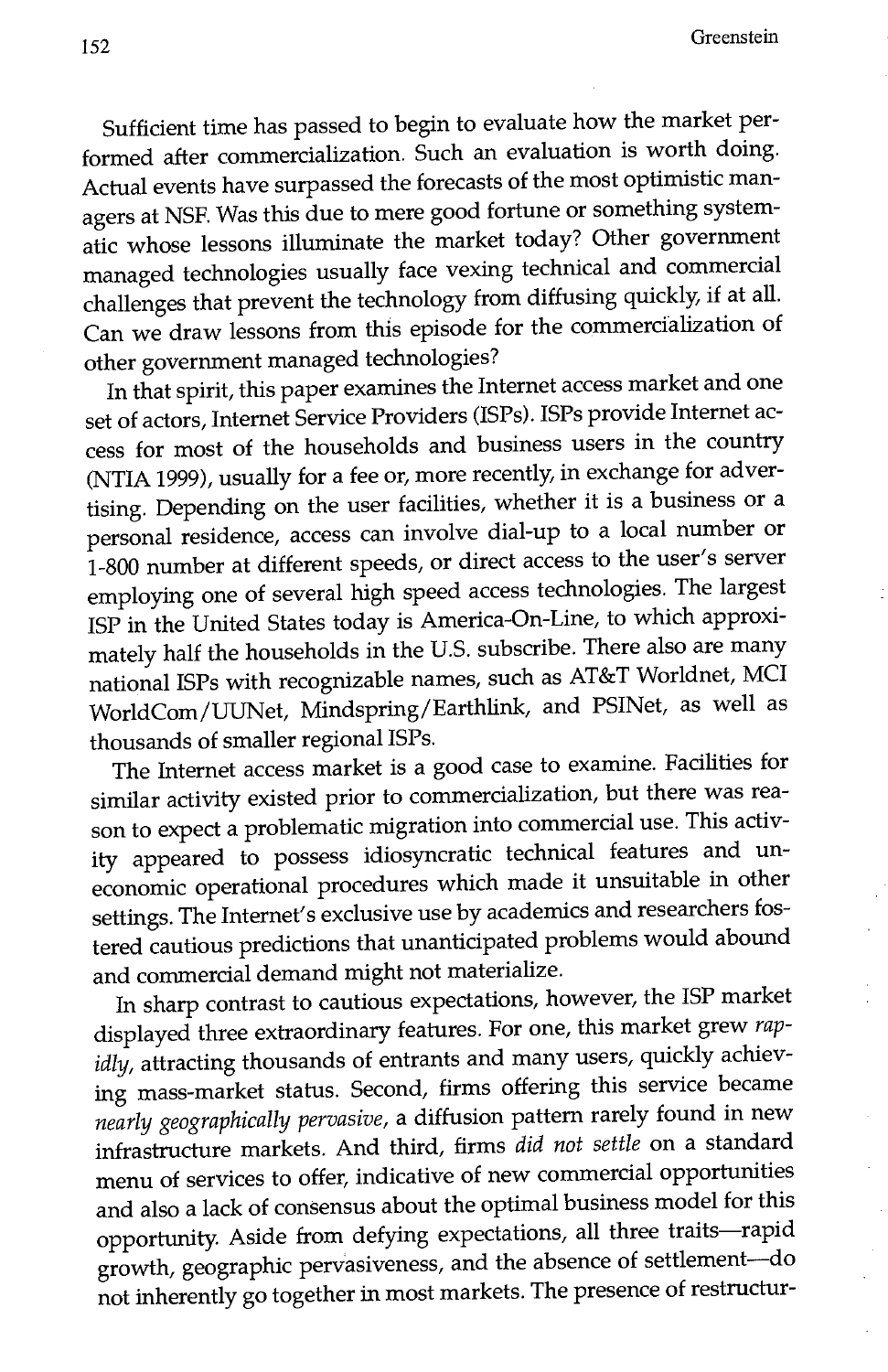Sufficient time has passed to begin to evaluate how the market performed after commercialization. Such an evaluation is worth doing. Actual events have surpassed the forecasts of the most optimistic managers at NSF. Was this due to mere good fortune or something systematic whose lessons illuminate the market today? Other government managed technologies usually face vexing technical and commercial challenges that prevent the technology from diffusing quickly, if at all. Can we draw lessons from this episode for the commercialization of other government managed technologies?

In that spirit, this paper examines the Internet access market and one set of actors, Internet Service Providers (ISPs). ISPs provide Internet access for most of the households and business users in the country (NTIA 1999), usually for a fee or, more recently, in exchange for advertising. Depending on the user facilities, whether it is a business or a personal residence, access can involve dial-up to a local number or 1-800 number at different speeds, or direct access to the user's server employing one of several high speed access technologies. The largest ISP in the United States today is America-On-Line, to which approximately half the households in the U.S. subscribe. There also are many national ISPs with recognizable names, such as AT&T Worldnet, MCI WorldCom/UUNet, Mindspring/Earthlink, and PSINet, as well as thousands of smaller regional ISPs.

The Internet access market is a good case to examine. Facilities for similar activity existed prior to commercialization, but there was reason to expect a problematic migration into commercial use. This activity appeared to possess idiosyncratic technical features and uneconomic operational procedures which made it unsuitable in other settings. The Internet's exclusive use by academics and researchers fostered cautious predictions that unanticipated problems would abound and commercial demand might not materialize.

In sharp contrast to cautious expectations, however, the ISP market displayed three extraordinary features. For one, this market grew *rapidly*, attracting thousands of entrants and many users, quickly achieving mass-market status. Second, firms offering this service became *nearly geographically pervasive*, a diffusion pattern rarely found in new infrastructure markets. And third, firms *did not settle* on a standard menu of services to offer, indicative of new commercial opportunities and also a lack of consensus about the optimal business model for this opportunity. Aside from defying expectations, all three traits—rapid growth, geographic pervasiveness, and the absence of settlement—do not inherently go together in most markets. The presence of restructur-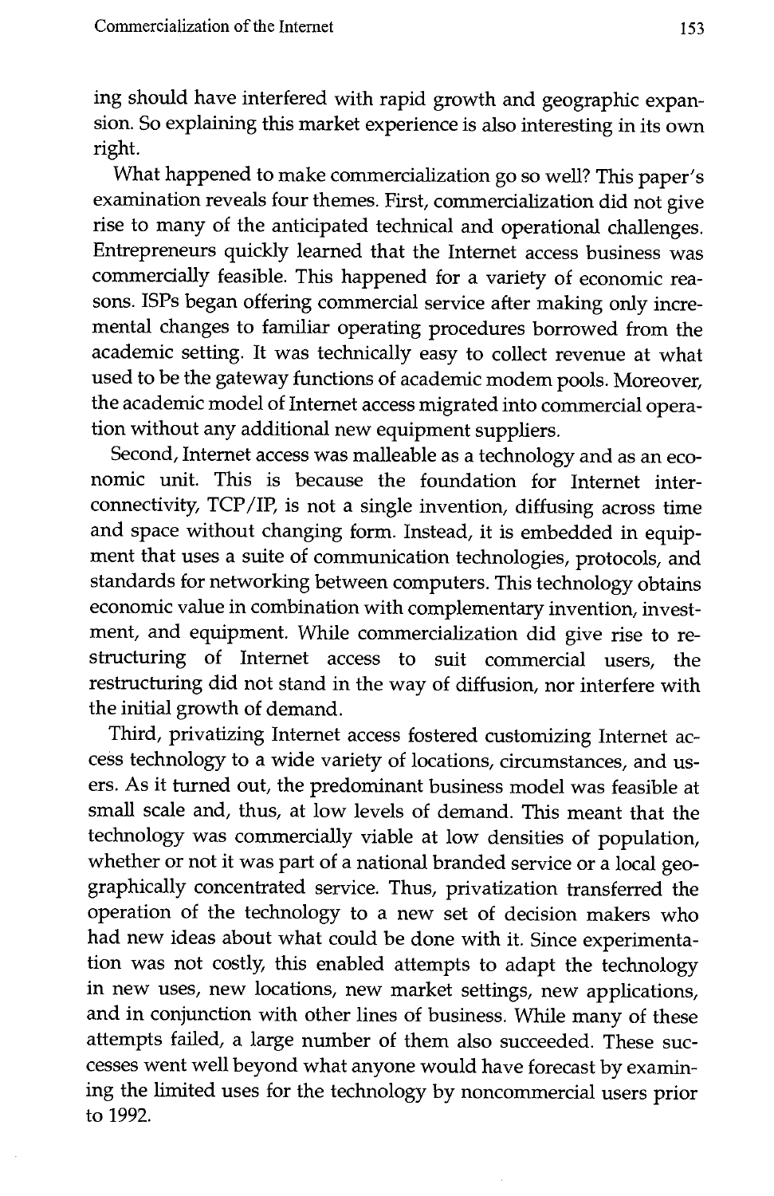ing should have interfered with rapid growth and geographic expansion. So explaining this market experience is also interesting in its own right.

What happened to make commercialization go so well? This paper's examination reveals four themes. First, commercialization did not give rise to many of the anticipated technical and operational challenges. Entrepreneurs quickly learned that the Internet access business was commercially feasible. This happened for a variety of economic reasons. ISPs began offering commercial service after making only incremental changes to familiar operating procedures borrowed from the academic setting. It was technically easy to collect revenue at what used to be the gateway functions of academic modem pools. Moreover, the academic model of Internet access migrated into commercial operation without any additional new equipment suppliers.

Second, Internet access was malleable as a technology and as an economic unit. This is because the foundation for Internet interconnectivity, TCP/IP, is not a single invention, diffusing across time and space without changing form. Instead, it is embedded in equipment that uses a suite of communication technologies, protocols, and standards for networking between computers. This technology obtains economic value in combination with complementary invention, investment, and equipment. While commercialization did give rise to restructuring of Internet access to suit commercial users, the restructuring did not stand in the way of diffusion, nor interfere with the initial growth of demand.

Third, privatizing Internet access fostered customizing Internet access technology to a wide variety of locations, circumstances, and users. As it turned out, the predominant business model was feasible at small scale and, thus, at low levels of demand. This meant that the technology was commercially viable at low densities of population, whether or not it was part of a national branded service or a local geographically concentrated service. Thus, privatization transferred the operation of the technology to a new set of decision makers who had new ideas about what could be done with it. Since experimentation was not costly, this enabled attempts to adapt the technology in new uses, new locations, new market settings, new applications, and in conjunction with other lines of business. While many of these attempts failed, a large number of them also succeeded. These successes went well beyond what anyone would have forecast by examining the limited uses for the technology by noncommercial users prior to 1992.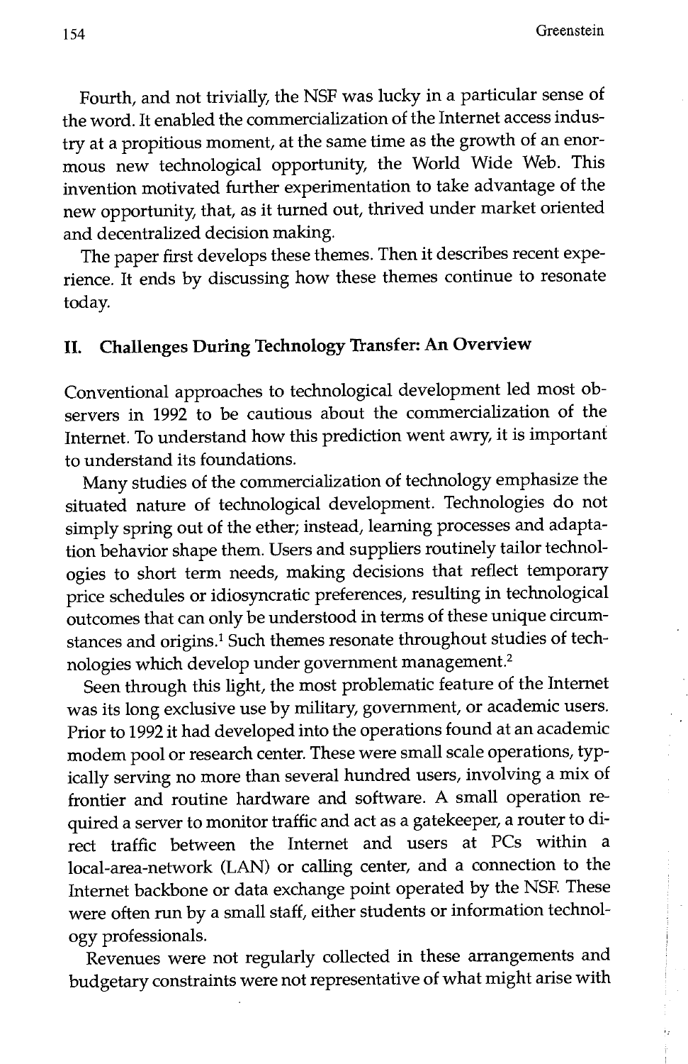Fourth, and not trivially, the NSF was lucky in a particular sense of the word. It enabled the commercialization of the Internet access industry at a propitious moment, at the same time as the growth of an enormous new technological opportunity, the World Wide Web. This invention motivated further experimentation to take advantage of the new opportunity, that, as it turned out, thrived under market oriented and decentralized decision making.

The paper first develops these themes. Then it describes recent experience. It ends by discussing how these themes continue to resonate today.

## II. Challenges During Technology Transfer: An Overview

Conventional approaches to technological development led most observers in 1992 to be cautious about the commercialization of the Internet. To understand how this prediction went awry, it is important to understand its foundations.

Many studies of the commercialization of technology emphasize the situated nature of technological development. Technologies do not simply spring out of the ether; instead, learning processes and adaptation behavior shape them. Users and suppliers routinely tailor technologies to short term needs, making decisions that reflect temporary price schedules or idiosyncratic preferences, resulting in technological outcomes that can only be understood in terms of these unique circumstances and origins.[1] Such themes resonate throughout studies of technologies which develop under government management.[2]

Seen through this light, the most problematic feature of the Internet was its long exclusive use by military, government, or academic users. Prior to 1992 it had developed into the operations found at an academic modem pool or research center. These were small scale operations, typically serving no more than several hundred users, involving a mix of frontier and routine hardware and software. A small operation required a server to monitor traffic and act as a gatekeeper, a router to direct traffic between the Internet and users at PCs within a local-area-network (LAN) or calling center, and a connection to the Internet backbone or data exchange point operated by the NSF. These were often run by a small staff, either students or information technology professionals.

Revenues were not regularly collected in these arrangements and budgetary constraints were not representative of what might arise with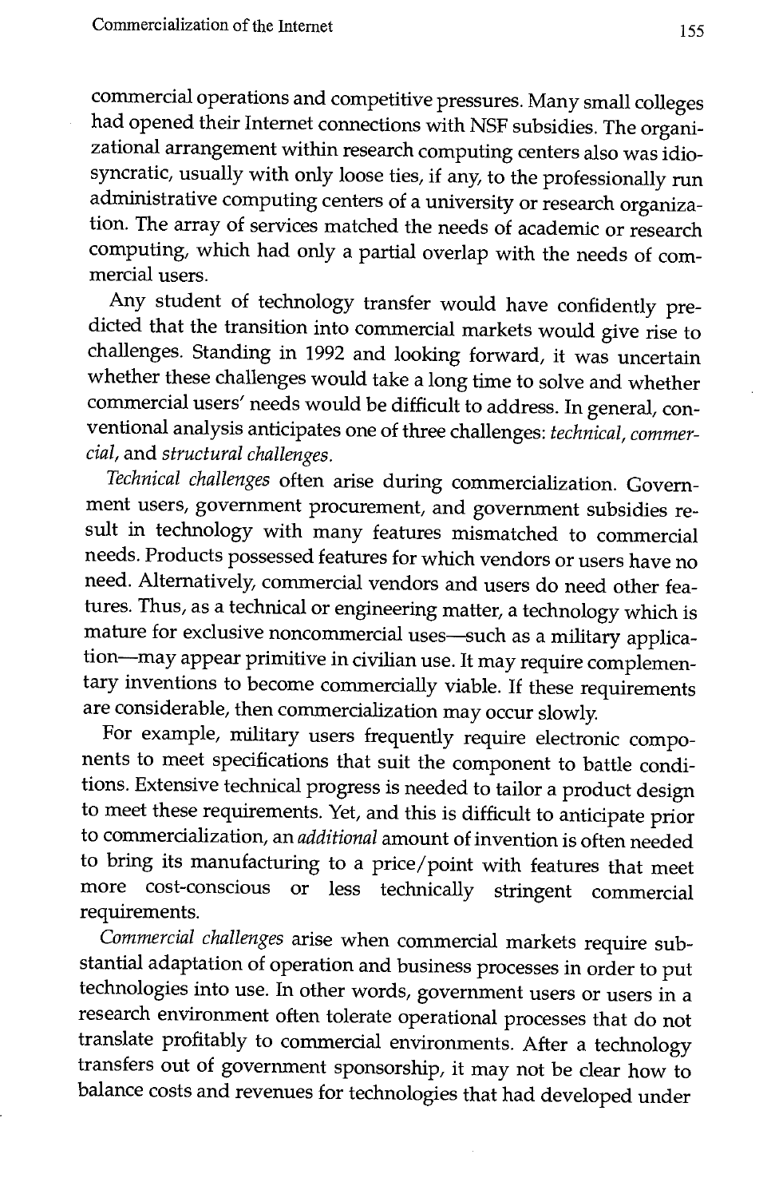commercial operations and competitive pressures. Many small colleges had opened their Internet connections with NSF subsidies. The organizational arrangement within research computing centers also was idiosyncratic, usually with only loose ties, if any, to the professionally run administrative computing centers of a university or research organization. The array of services matched the needs of academic or research computing, which had only a partial overlap with the needs of commercial users.

Any student of technology transfer would have confidently predicted that the transition into commercial markets would give rise to challenges. Standing in 1992 and looking forward, it was uncertain whether these challenges would take a long time to solve and whether commercial users' needs would be difficult to address. In general, conventional analysis anticipates one of three challenges: *technical*, *commercial*, and *structural challenges*.

*Technical challenges* often arise during commercialization. Government users, government procurement, and government subsidies result in technology with many features mismatched to commercial needs. Products possessed features for which vendors or users have no need. Alternatively, commercial vendors and users do need other features. Thus, as a technical or engineering matter, a technology which is mature for exclusive noncommercial uses—such as a military application—may appear primitive in civilian use. It may require complementary inventions to become commercially viable. If these requirements are considerable, then commercialization may occur slowly.

For example, military users frequently require electronic components to meet specifications that suit the component to battle conditions. Extensive technical progress is needed to tailor a product design to meet these requirements. Yet, and this is difficult to anticipate prior to commercialization, an *additional* amount of invention is often needed to bring its manufacturing to a price/point with features that meet more cost-conscious or less technically stringent commercial requirements.

*Commercial challenges* arise when commercial markets require substantial adaptation of operation and business processes in order to put technologies into use. In other words, government users or users in a research environment often tolerate operational processes that do not translate profitably to commercial environments. After a technology transfers out of government sponsorship, it may not be clear how to balance costs and revenues for technologies that had developed under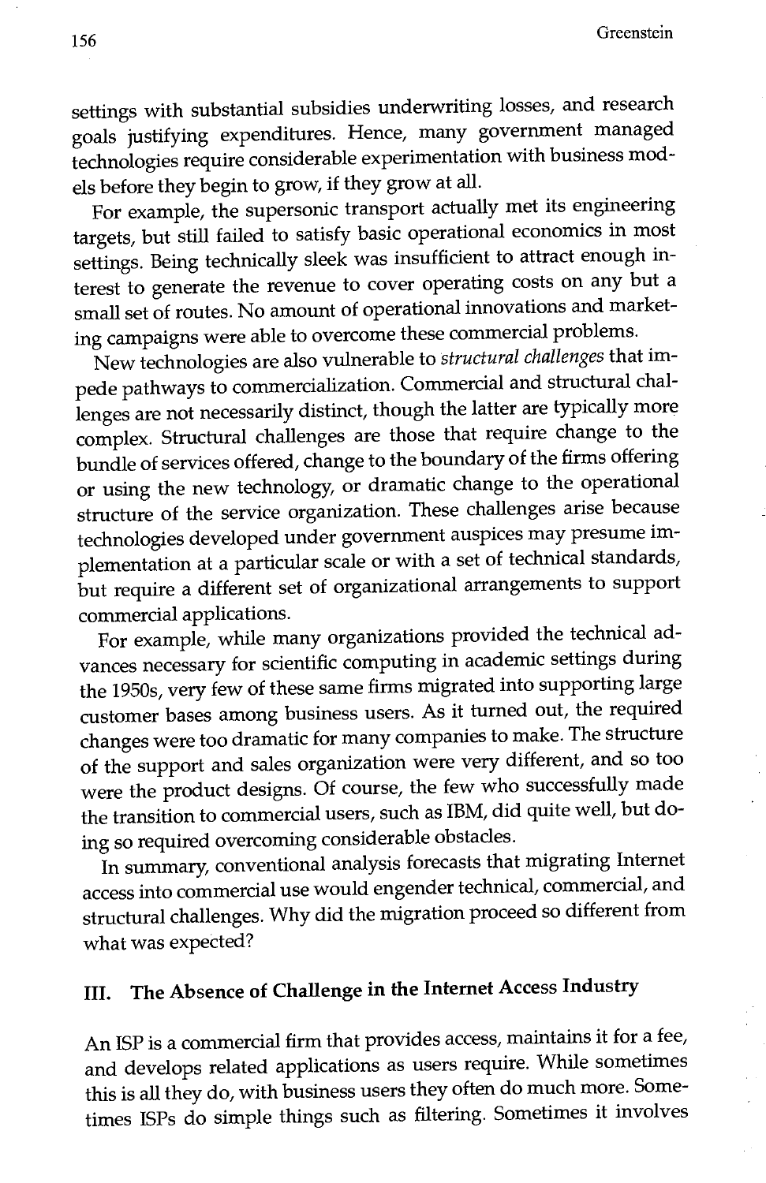settings with substantial subsidies underwriting losses, and research goals justifying expenditures. Hence, many government managed technologies require considerable experimentation with business models before they begin to grow, if they grow at all.

For example, the supersonic transport actually met its engineering targets, but still failed to satisfy basic operational economics in most settings. Being technically sleek was insufficient to attract enough interest to generate the revenue to cover operating costs on any but a small set of routes. No amount of operational innovations and marketing campaigns were able to overcome these commercial problems.

New technologies are also vulnerable to *structural challenges* that impede pathways to commercialization. Commercial and structural challenges are not necessarily distinct, though the latter are typically more complex. Structural challenges are those that require change to the bundle of services offered, change to the boundary of the firms offering or using the new technology, or dramatic change to the operational structure of the service organization. These challenges arise because technologies developed under government auspices may presume implementation at a particular scale or with a set of technical standards, but require a different set of organizational arrangements to support commercial applications.

For example, while many organizations provided the technical advances necessary for scientific computing in academic settings during the 1950s, very few of these same firms migrated into supporting large customer bases among business users. As it turned out, the required changes were too dramatic for many companies to make. The structure of the support and sales organization were very different, and so too were the product designs. Of course, the few who successfully made the transition to commercial users, such as IBM, did quite well, but doing so required overcoming considerable obstacles.

In summary, conventional analysis forecasts that migrating Internet access into commercial use would engender technical, commercial, and structural challenges. Why did the migration proceed so different from what was expected?

## III. The Absence of Challenge in the Internet Access Industry

An ISP is a commercial firm that provides access, maintains it for a fee, and develops related applications as users require. While sometimes this is all they do, with business users they often do much more. Sometimes ISPs do simple things such as filtering. Sometimes it involves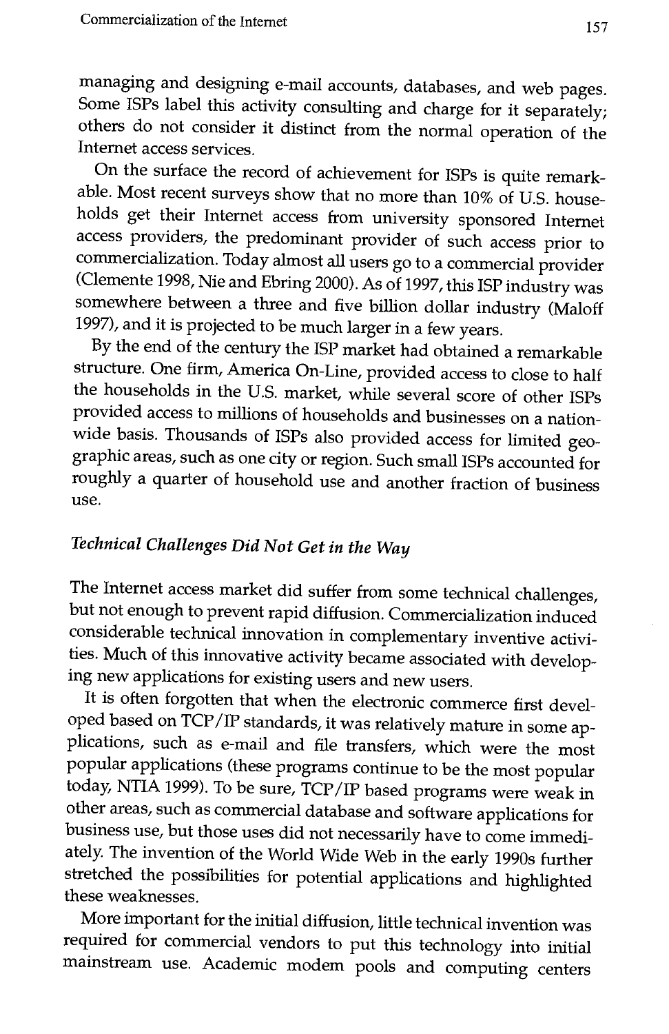managing and designing e-mail accounts, databases, and web pages. Some ISPs label this activity consulting and charge for it separately; others do not consider it distinct from the normal operation of the Internet access services.

On the surface the record of achievement for ISPs is quite remarkable. Most recent surveys show that no more than 10% of U.S. households get their Internet access from university sponsored Internet access providers, the predominant provider of such access prior to commercialization. Today almost all users go to a commercial provider (Clemente 1998, Nie and Ebring 2000). As of 1997, this ISP industry was somewhere between a three and five billion dollar industry (Maloff 1997), and it is projected to be much larger in a few years.

By the end of the century the ISP market had obtained a remarkable structure. One firm, America On-Line, provided access to close to half the households in the U.S. market, while several score of other ISPs provided access to millions of households and businesses on a nationwide basis. Thousands of ISPs also provided access for limited geographic areas, such as one city or region. Such small ISPs accounted for roughly a quarter of household use and another fraction of business use.

### *Technical Challenges Did Not Get in the Way*

The Internet access market did suffer from some technical challenges, but not enough to prevent rapid diffusion. Commercialization induced considerable technical innovation in complementary inventive activities. Much of this innovative activity became associated with developing new applications for existing users and new users.

It is often forgotten that when the electronic commerce first developed based on TCP/IP standards, it was relatively mature in some applications, such as e-mail and file transfers, which were the most popular applications (these programs continue to be the most popular today, NTIA 1999). To be sure, TCP/IP based programs were weak in other areas, such as commercial database and software applications for business use, but those uses did not necessarily have to come immediately. The invention of the World Wide Web in the early 1990s further stretched the possibilities for potential applications and highlighted these weaknesses.

More important for the initial diffusion, little technical invention was required for commercial vendors to put this technology into initial mainstream use. Academic modem pools and computing centers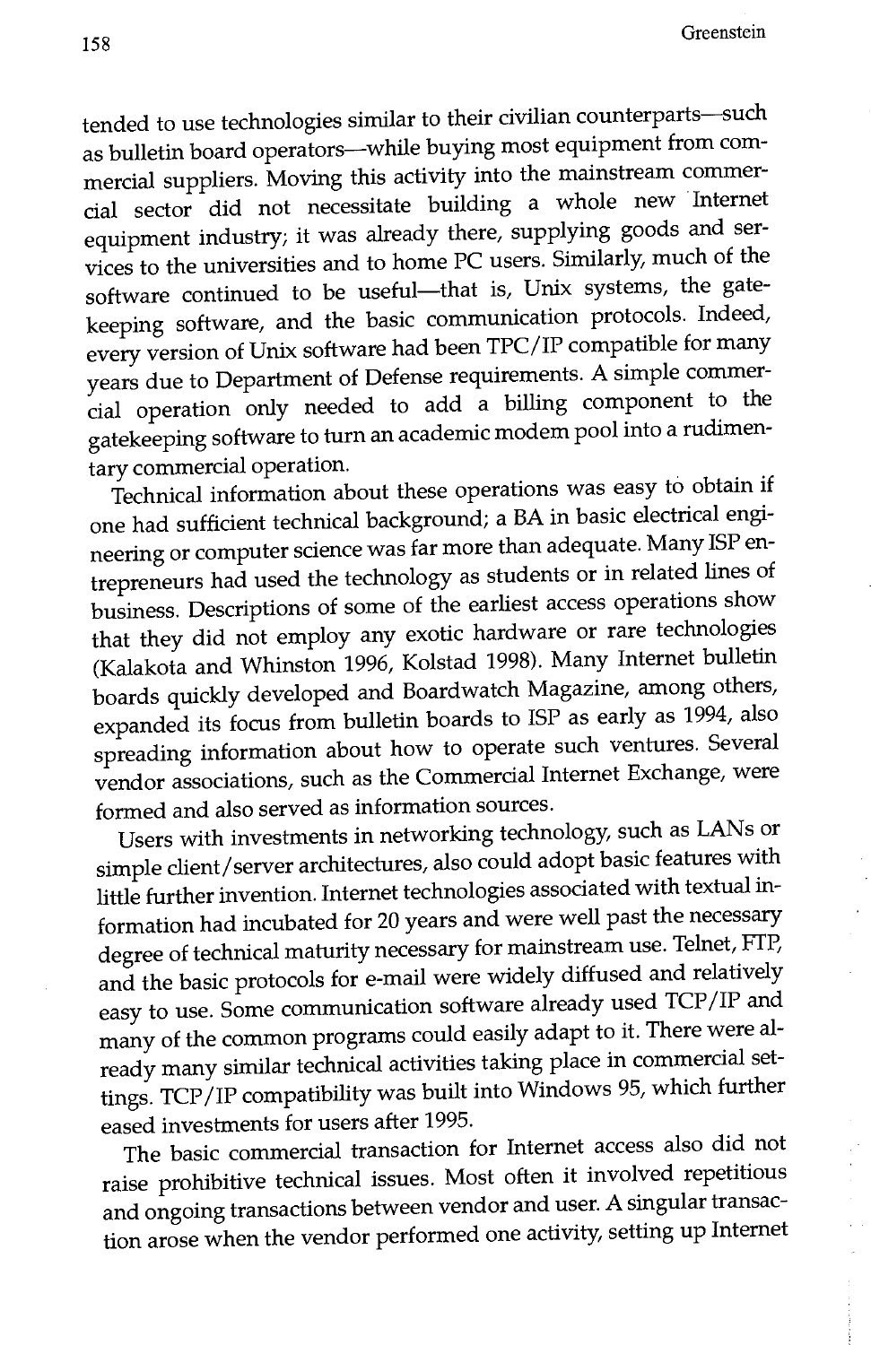tended to use technologies similar to their civilian counterparts—such as bulletin board operators—while buying most equipment from commercial suppliers. Moving this activity into the mainstream commercial sector did not necessitate building a whole new Internet equipment industry; it was already there, supplying goods and services to the universities and to home PC users. Similarly, much of the software continued to be useful—that is, Unix systems, the gatekeeping software, and the basic communication protocols. Indeed, every version of Unix software had been TPC/IP compatible for many years due to Department of Defense requirements. A simple commercial operation only needed to add a billing component to the gatekeeping software to turn an academic modem pool into a rudimentary commercial operation.

Technical information about these operations was easy to obtain if one had sufficient technical background; a BA in basic electrical engineering or computer science was far more than adequate. Many ISP entrepreneurs had used the technology as students or in related lines of business. Descriptions of some of the earliest access operations show that they did not employ any exotic hardware or rare technologies (Kalakota and Whinston 1996, Kolstad 1998). Many Internet bulletin boards quickly developed and Boardwatch Magazine, among others, expanded its focus from bulletin boards to ISP as early as 1994, also spreading information about how to operate such ventures. Several vendor associations, such as the Commercial Internet Exchange, were formed and also served as information sources.

Users with investments in networking technology, such as LANs or simple client/server architectures, also could adopt basic features with little further invention. Internet technologies associated with textual information had incubated for 20 years and were well past the necessary degree of technical maturity necessary for mainstream use. Telnet, FTP, and the basic protocols for e-mail were widely diffused and relatively easy to use. Some communication software already used TCP/IP and many of the common programs could easily adapt to it. There were already many similar technical activities taking place in commercial settings. TCP/IP compatibility was built into Windows 95, which further eased investments for users after 1995.

The basic commercial transaction for Internet access also did not raise prohibitive technical issues. Most often it involved repetitious and ongoing transactions between vendor and user. A singular transaction arose when the vendor performed one activity, setting up Internet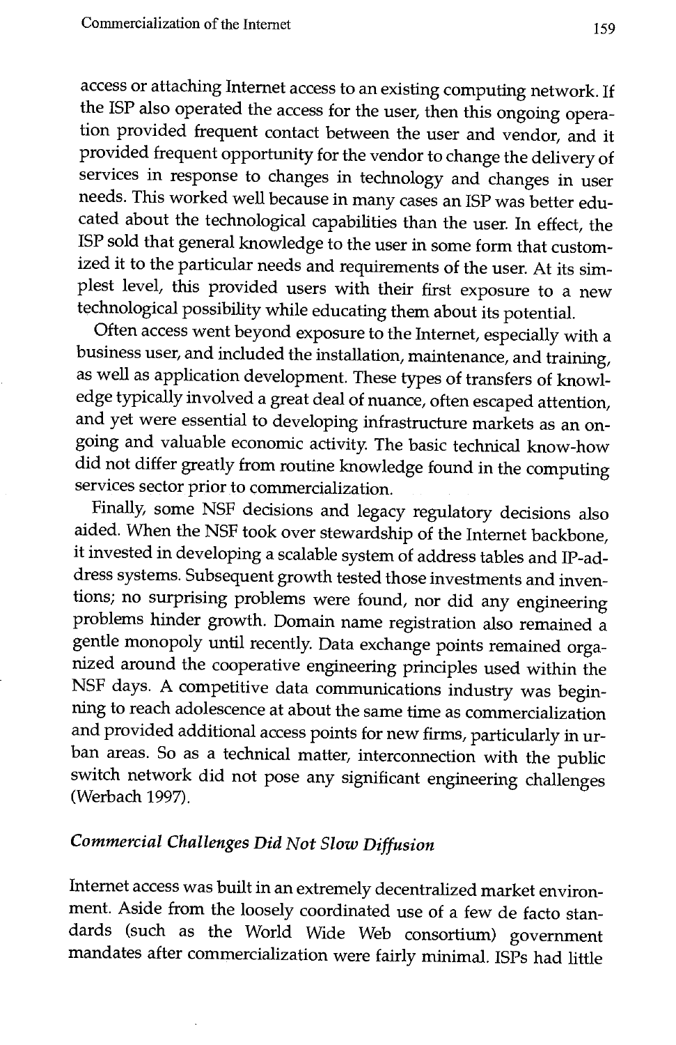access or attaching Internet access to an existing computing network. If the ISP also operated the access for the user, then this ongoing operation provided frequent contact between the user and vendor, and it provided frequent opportunity for the vendor to change the delivery of services in response to changes in technology and changes in user needs. This worked well because in many cases an ISP was better educated about the technological capabilities than the user. In effect, the ISP sold that general knowledge to the user in some form that customized it to the particular needs and requirements of the user. At its simplest level, this provided users with their first exposure to a new technological possibility while educating them about its potential.

Often access went beyond exposure to the Internet, especially with a business user, and included the installation, maintenance, and training, as well as application development. These types of transfers of knowledge typically involved a great deal of nuance, often escaped attention, and yet were essential to developing infrastructure markets as an ongoing and valuable economic activity. The basic technical know-how did not differ greatly from routine knowledge found in the computing services sector prior to commercialization.

Finally, some NSF decisions and legacy regulatory decisions also aided. When the NSF took over stewardship of the Internet backbone, it invested in developing a scalable system of address tables and IP-address systems. Subsequent growth tested those investments and inventions; no surprising problems were found, nor did any engineering problems hinder growth. Domain name registration also remained a gentle monopoly until recently. Data exchange points remained organized around the cooperative engineering principles used within the NSF days. A competitive data communications industry was beginning to reach adolescence at about the same time as commercialization and provided additional access points for new firms, particularly in urban areas. So as a technical matter, interconnection with the public switch network did not pose any significant engineering challenges (Werbach 1997).

### *Commercial Challenges Did Not Slow Diffusion*

Internet access was built in an extremely decentralized market environment. Aside from the loosely coordinated use of a few de facto standards (such as the World Wide Web consortium) government mandates after commercialization were fairly minimal. ISPs had little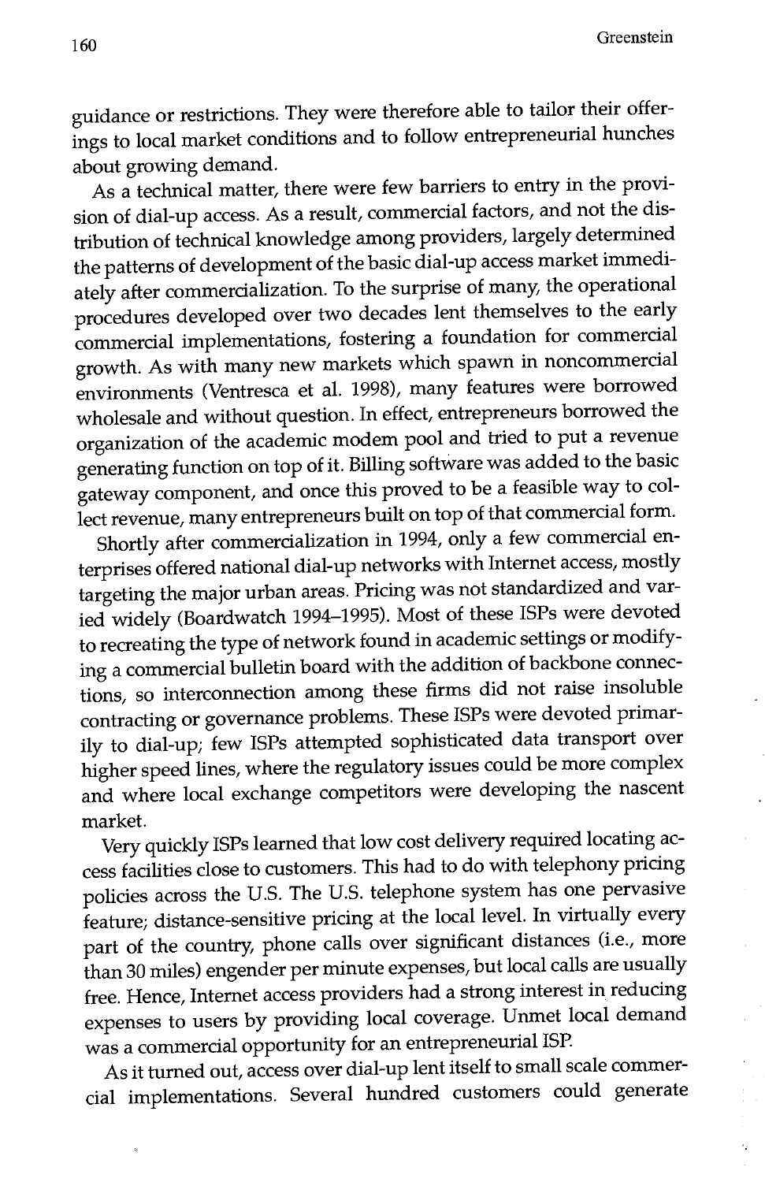guidance or restrictions. They were therefore able to tailor their offerings to local market conditions and to follow entrepreneurial hunches about growing demand.

As a technical matter, there were few barriers to entry in the provision of dial-up access. As a result, commercial factors, and not the distribution of technical knowledge among providers, largely determined the patterns of development of the basic dial-up access market immediately after commercialization. To the surprise of many, the operational procedures developed over two decades lent themselves to the early commercial implementations, fostering a foundation for commercial growth. As with many new markets which spawn in noncommercial environments (Ventresca et al. 1998), many features were borrowed wholesale and without question. In effect, entrepreneurs borrowed the organization of the academic modem pool and tried to put a revenue generating function on top of it. Billing software was added to the basic gateway component, and once this proved to be a feasible way to collect revenue, many entrepreneurs built on top of that commercial form.

Shortly after commercialization in 1994, only a few commercial enterprises offered national dial-up networks with Internet access, mostly targeting the major urban areas. Pricing was not standardized and varied widely (Boardwatch 1994–1995). Most of these ISPs were devoted to recreating the type of network found in academic settings or modifying a commercial bulletin board with the addition of backbone connections, so interconnection among these firms did not raise insoluble contracting or governance problems. These ISPs were devoted primarily to dial-up; few ISPs attempted sophisticated data transport over higher speed lines, where the regulatory issues could be more complex and where local exchange competitors were developing the nascent market.

Very quickly ISPs learned that low cost delivery required locating access facilities close to customers. This had to do with telephony pricing policies across the U.S. The U.S. telephone system has one pervasive feature; distance-sensitive pricing at the local level. In virtually every part of the country, phone calls over significant distances (i.e., more than 30 miles) engender per minute expenses, but local calls are usually free. Hence, Internet access providers had a strong interest in reducing expenses to users by providing local coverage. Unmet local demand was a commercial opportunity for an entrepreneurial ISP.

As it turned out, access over dial-up lent itself to small scale commercial implementations. Several hundred customers could generate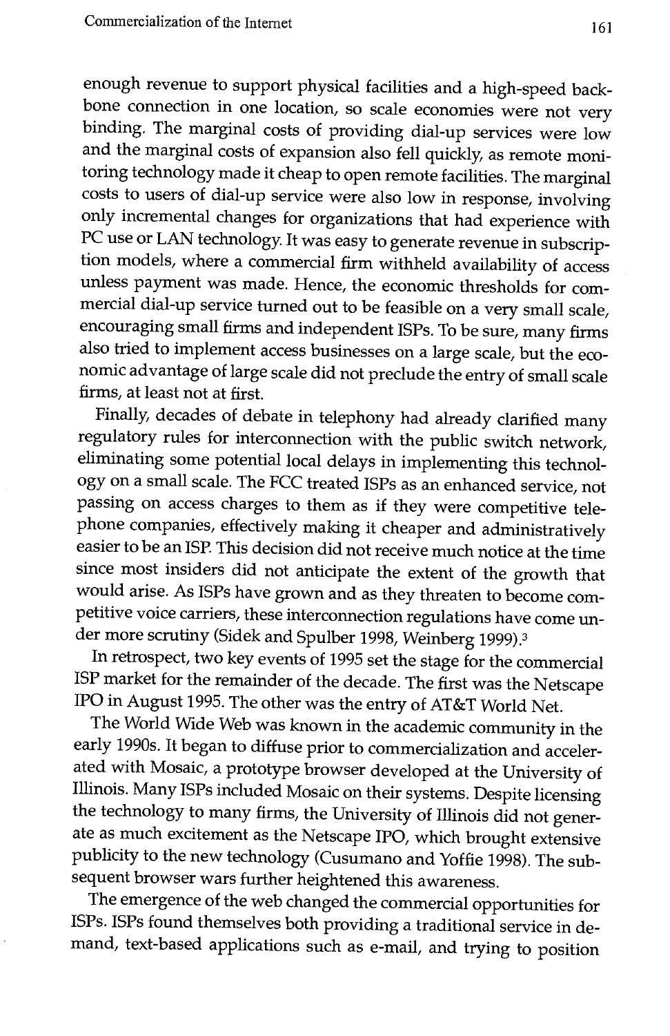enough revenue to support physical facilities and a high-speed backbone connection in one location, so scale economies were not very binding. The marginal costs of providing dial-up services were low and the marginal costs of expansion also fell quickly, as remote monitoring technology made it cheap to open remote facilities. The marginal costs to users of dial-up service were also low in response, involving only incremental changes for organizations that had experience with PC use or LAN technology. It was easy to generate revenue in subscription models, where a commercial firm withheld availability of access unless payment was made. Hence, the economic thresholds for commercial dial-up service turned out to be feasible on a very small scale, encouraging small firms and independent ISPs. To be sure, many firms also tried to implement access businesses on a large scale, but the economic advantage of large scale did not preclude the entry of small scale firms, at least not at first.

Finally, decades of debate in telephony had already clarified many regulatory rules for interconnection with the public switch network, eliminating some potential local delays in implementing this technology on a small scale. The FCC treated ISPs as an enhanced service, not passing on access charges to them as if they were competitive telephone companies, effectively making it cheaper and administratively easier to be an ISP. This decision did not receive much notice at the time since most insiders did not anticipate the extent of the growth that would arise. As ISPs have grown and as they threaten to become competitive voice carriers, these interconnection regulations have come under more scrutiny (Sidek and Spulber 1998, Weinberg 1999).[3]

In retrospect, two key events of 1995 set the stage for the commercial ISP market for the remainder of the decade. The first was the Netscape IPO in August 1995. The other was the entry of AT&T World Net.

The World Wide Web was known in the academic community in the early 1990s. It began to diffuse prior to commercialization and accelerated with Mosaic, a prototype browser developed at the University of Illinois. Many ISPs included Mosaic on their systems. Despite licensing the technology to many firms, the University of Illinois did not generate as much excitement as the Netscape IPO, which brought extensive publicity to the new technology (Cusumano and Yoffie 1998). The subsequent browser wars further heightened this awareness.

The emergence of the web changed the commercial opportunities for ISPs. ISPs found themselves both providing a traditional service in demand, text-based applications such as e-mail, and trying to position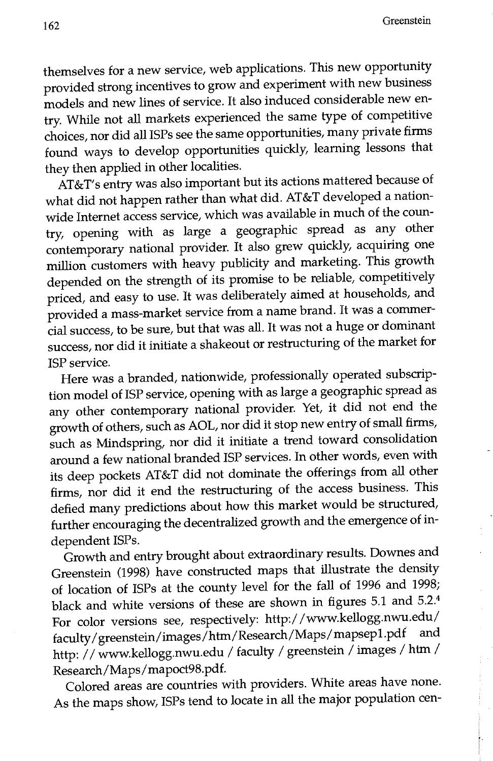themselves for a new service, web applications. This new opportunity provided strong incentives to grow and experiment with new business models and new lines of service. It also induced considerable new entry. While not all markets experienced the same type of competitive choices, nor did all ISPs see the same opportunities, many private firms found ways to develop opportunities quickly, learning lessons that they then applied in other localities.

AT&T's entry was also important but its actions mattered because of what did not happen rather than what did. AT&T developed a nationwide Internet access service, which was available in much of the country, opening with as large a geographic spread as any other contemporary national provider. It also grew quickly, acquiring one million customers with heavy publicity and marketing. This growth depended on the strength of its promise to be reliable, competitively priced, and easy to use. It was deliberately aimed at households, and provided a mass-market service from a name brand. It was a commercial success, to be sure, but that was all. It was not a huge or dominant success, nor did it initiate a shakeout or restructuring of the market for ISP service.

Here was a branded, nationwide, professionally operated subscription model of ISP service, opening with as large a geographic spread as any other contemporary national provider. Yet, it did not end the growth of others, such as AOL, nor did it stop new entry of small firms, such as Mindspring, nor did it initiate a trend toward consolidation around a few national branded ISP services. In other words, even with its deep pockets AT&T did not dominate the offerings from all other firms, nor did it end the restructuring of the access business. This defied many predictions about how this market would be structured, further encouraging the decentralized growth and the emergence of independent ISPs.

Growth and entry brought about extraordinary results. Downes and Greenstein (1998) have constructed maps that illustrate the density of location of ISPs at the county level for the fall of 1996 and 1998; black and white versions of these are shown in figures 5.1 and 5.2.[4] For color versions see, respectively: http://www.kellogg.nwu.edu/faculty/greenstein/images/htm/Research/Maps/mapsep1.pdf and http://www.kellogg.nwu.edu/faculty/greenstein/images/htm/Research/Maps/mapoct98.pdf.

Colored areas are countries with providers. White areas have none. As the maps show, ISPs tend to locate in all the major population cen-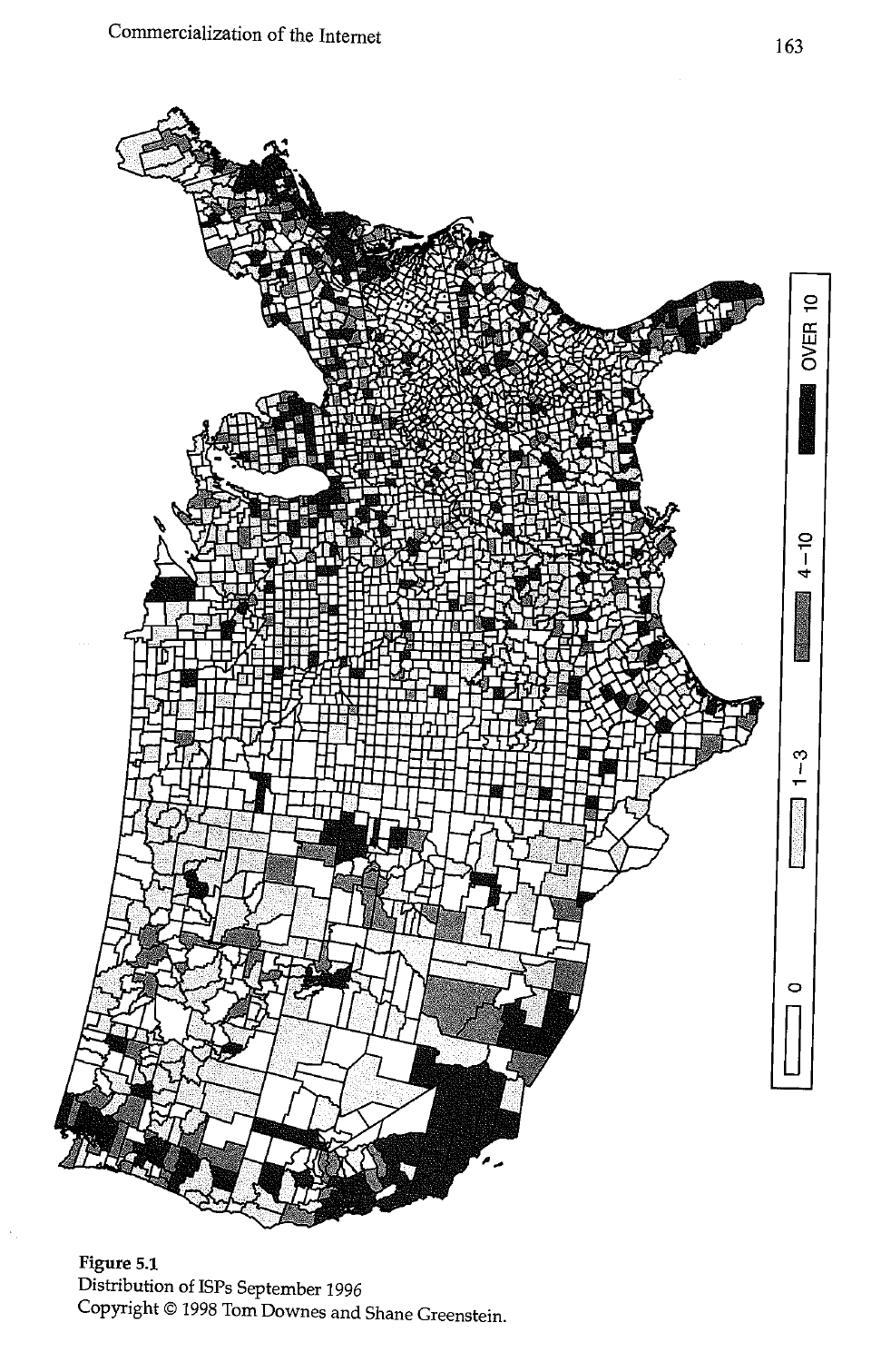Figure 5.1
Distribution of ISPs September 1996
Copyright © 1998 Tom Downes and Shane Greenstein.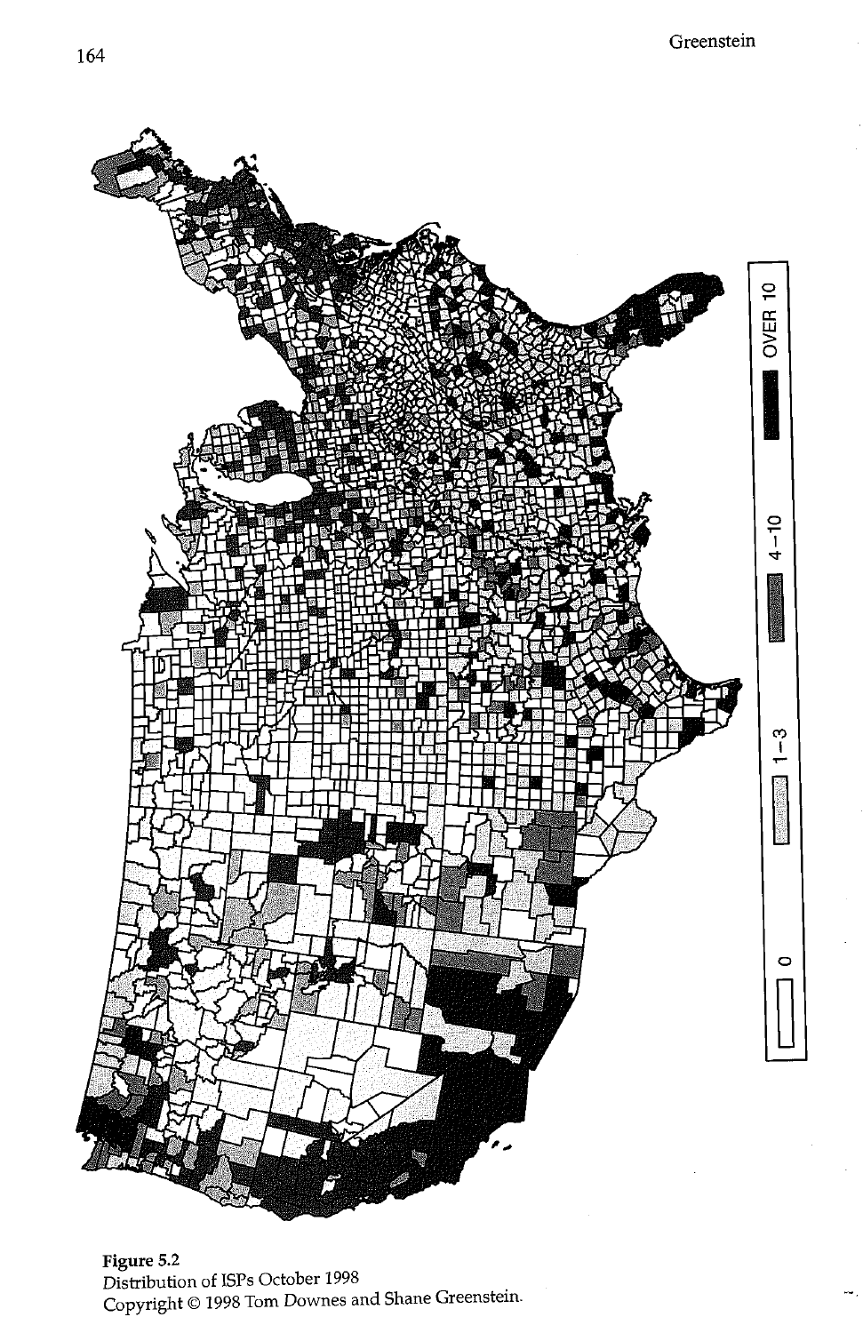**Figure 5.2**
Distribution of ISPs October 1998
Copyright © 1998 Tom Downes and Shane Greenstein.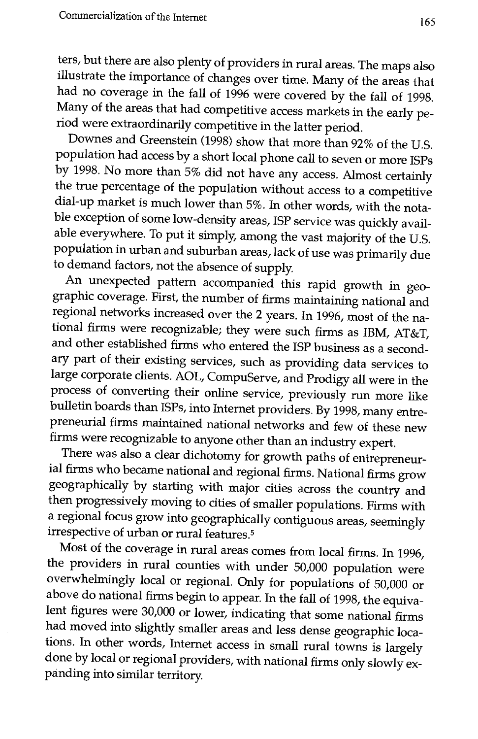ters, but there are also plenty of providers in rural areas. The maps also illustrate the importance of changes over time. Many of the areas that had no coverage in the fall of 1996 were covered by the fall of 1998. Many of the areas that had competitive access markets in the early period were extraordinarily competitive in the latter period.

Downes and Greenstein (1998) show that more than 92% of the U.S. population had access by a short local phone call to seven or more ISPs by 1998. No more than 5% did not have any access. Almost certainly the true percentage of the population without access to a competitive dial-up market is much lower than 5%. In other words, with the notable exception of some low-density areas, ISP service was quickly available everywhere. To put it simply, among the vast majority of the U.S. population in urban and suburban areas, lack of use was primarily due to demand factors, not the absence of supply.

An unexpected pattern accompanied this rapid growth in geographic coverage. First, the number of firms maintaining national and regional networks increased over the 2 years. In 1996, most of the national firms were recognizable; they were such firms as IBM, AT&T, and other established firms who entered the ISP business as a secondary part of their existing services, such as providing data services to large corporate clients. AOL, CompuServe, and Prodigy all were in the process of converting their online service, previously run more like bulletin boards than ISPs, into Internet providers. By 1998, many entrepreneurial firms maintained national networks and few of these new firms were recognizable to anyone other than an industry expert.

There was also a clear dichotomy for growth paths of entrepreneurial firms who became national and regional firms. National firms grow geographically by starting with major cities across the country and then progressively moving to cities of smaller populations. Firms with a regional focus grow into geographically contiguous areas, seemingly irrespective of urban or rural features.[5]

Most of the coverage in rural areas comes from local firms. In 1996, the providers in rural counties with under 50,000 population were overwhelmingly local or regional. Only for populations of 50,000 or above do national firms begin to appear. In the fall of 1998, the equivalent figures were 30,000 or lower, indicating that some national firms had moved into slightly smaller areas and less dense geographic locations. In other words, Internet access in small rural towns is largely done by local or regional providers, with national firms only slowly expanding into similar territory.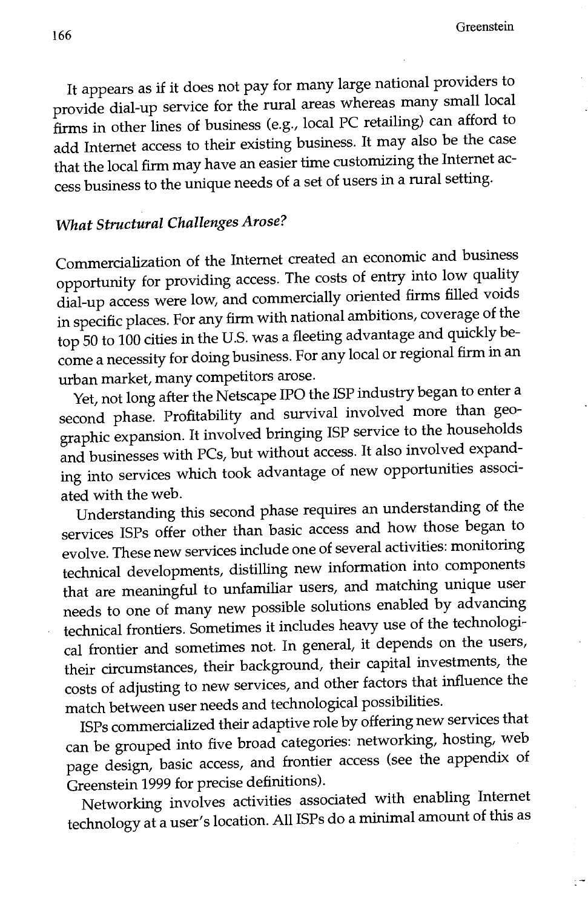It appears as if it does not pay for many large national providers to provide dial-up service for the rural areas whereas many small local firms in other lines of business (e.g., local PC retailing) can afford to add Internet access to their existing business. It may also be the case that the local firm may have an easier time customizing the Internet access business to the unique needs of a set of users in a rural setting.

### *What Structural Challenges Arose?*

Commercialization of the Internet created an economic and business opportunity for providing access. The costs of entry into low quality dial-up access were low, and commercially oriented firms filled voids in specific places. For any firm with national ambitions, coverage of the top 50 to 100 cities in the U.S. was a fleeting advantage and quickly become a necessity for doing business. For any local or regional firm in an urban market, many competitors arose.

Yet, not long after the Netscape IPO the ISP industry began to enter a second phase. Profitability and survival involved more than geographic expansion. It involved bringing ISP service to the households and businesses with PCs, but without access. It also involved expanding into services which took advantage of new opportunities associated with the web.

Understanding this second phase requires an understanding of the services ISPs offer other than basic access and how those began to evolve. These new services include one of several activities: monitoring technical developments, distilling new information into components that are meaningful to unfamiliar users, and matching unique user needs to one of many new possible solutions enabled by advancing technical frontiers. Sometimes it includes heavy use of the technological frontier and sometimes not. In general, it depends on the users, their circumstances, their background, their capital investments, the costs of adjusting to new services, and other factors that influence the match between user needs and technological possibilities.

ISPs commercialized their adaptive role by offering new services that can be grouped into five broad categories: networking, hosting, web page design, basic access, and frontier access (see the appendix of Greenstein 1999 for precise definitions).

Networking involves activities associated with enabling Internet technology at a user's location. All ISPs do a minimal amount of this as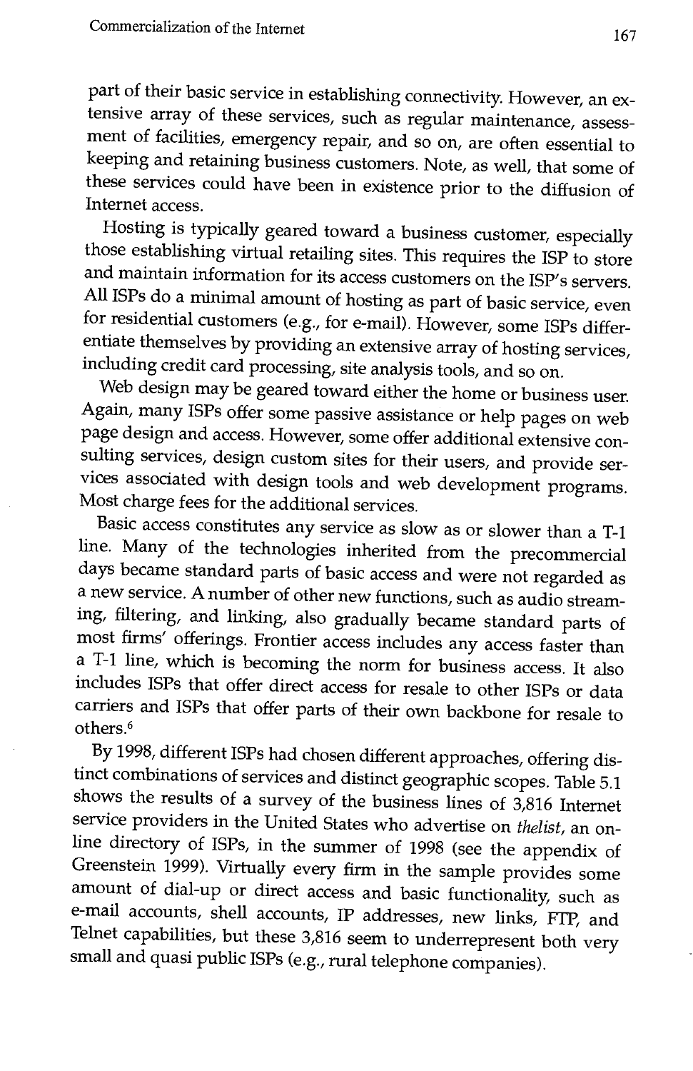part of their basic service in establishing connectivity. However, an extensive array of these services, such as regular maintenance, assessment of facilities, emergency repair, and so on, are often essential to keeping and retaining business customers. Note, as well, that some of these services could have been in existence prior to the diffusion of Internet access.

Hosting is typically geared toward a business customer, especially those establishing virtual retailing sites. This requires the ISP to store and maintain information for its access customers on the ISP's servers. All ISPs do a minimal amount of hosting as part of basic service, even for residential customers (e.g., for e-mail). However, some ISPs differentiate themselves by providing an extensive array of hosting services, including credit card processing, site analysis tools, and so on.

Web design may be geared toward either the home or business user. Again, many ISPs offer some passive assistance or help pages on web page design and access. However, some offer additional extensive consulting services, design custom sites for their users, and provide services associated with design tools and web development programs. Most charge fees for the additional services.

Basic access constitutes any service as slow as or slower than a T-1 line. Many of the technologies inherited from the precommercial days became standard parts of basic access and were not regarded as a new service. A number of other new functions, such as audio streaming, filtering, and linking, also gradually became standard parts of most firms' offerings. Frontier access includes any access faster than a T-1 line, which is becoming the norm for business access. It also includes ISPs that offer direct access for resale to other ISPs or data carriers and ISPs that offer parts of their own backbone for resale to others.[6]

By 1998, different ISPs had chosen different approaches, offering distinct combinations of services and distinct geographic scopes. Table 5.1 shows the results of a survey of the business lines of 3,816 Internet service providers in the United States who advertise on *thelist*, an online directory of ISPs, in the summer of 1998 (see the appendix of Greenstein 1999). Virtually every firm in the sample provides some amount of dial-up or direct access and basic functionality, such as e-mail accounts, shell accounts, IP addresses, new links, FTP, and Telnet capabilities, but these 3,816 seem to underrepresent both very small and quasi public ISPs (e.g., rural telephone companies).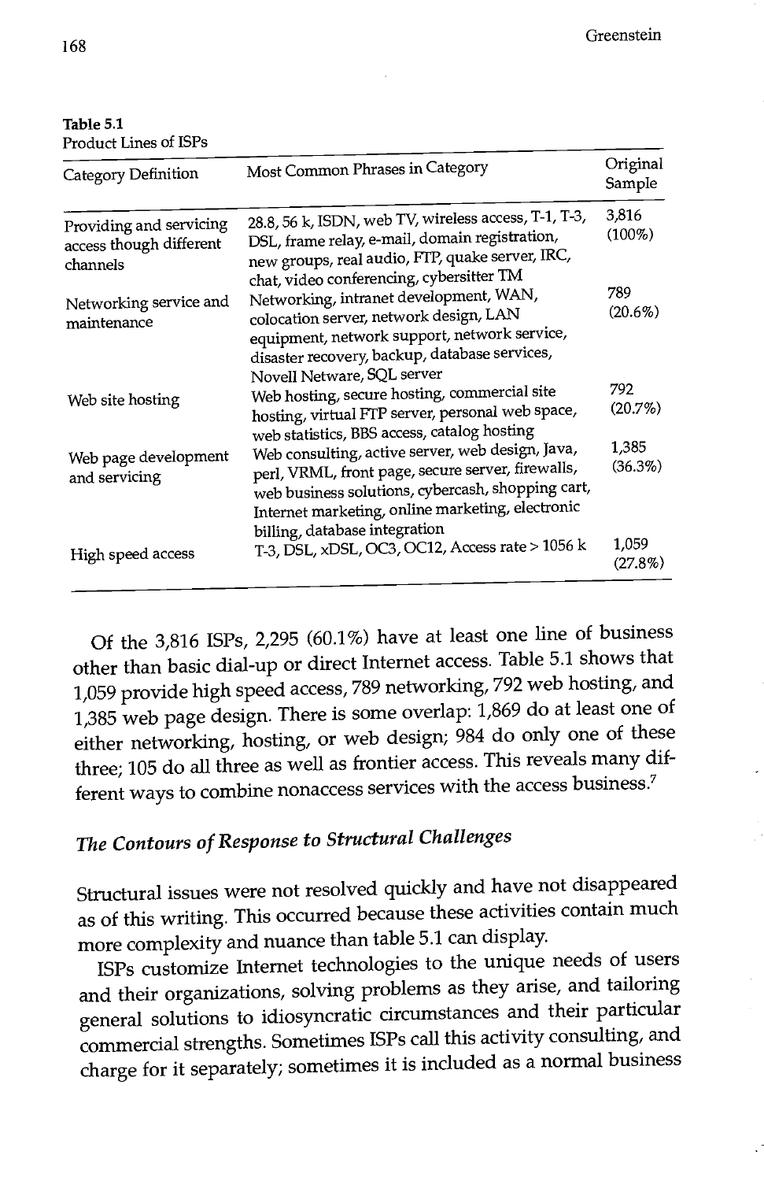**Table 5.1**
Product Lines of ISPs

| Category Definition | Most Common Phrases in Category | Original Sample |
|---|---|---|
| Providing and servicing access though different channels | 28.8, 56 k, ISDN, web TV, wireless access, T-1, T-3, DSL, frame relay, e-mail, domain registration, new groups, real audio, FTP, quake server, IRC, chat, video conferencing, cybersitter TM | 3,816 (100%) |
| Networking service and maintenance | Networking, intranet development, WAN, colocation server, network design, LAN equipment, network support, network service, disaster recovery, backup, database services, Novell Netware, SQL server | 789 (20.6%) |
| Web site hosting | Web hosting, secure hosting, commercial site hosting, virtual FTP server, personal web space, web statistics, BBS access, catalog hosting | 792 (20.7%) |
| Web page development and servicing | Web consulting, active server, web design, Java, perl, VRML, front page, secure server, firewalls, web business solutions, cybercash, shopping cart, Internet marketing, online marketing, electronic billing, database integration | 1,385 (36.3%) |
| High speed access | T-3, DSL, xDSL, OC3, OC12, Access rate > 1056 k | 1,059 (27.8%) |

Of the 3,816 ISPs, 2,295 (60.1%) have at least one line of business other than basic dial-up or direct Internet access. Table 5.1 shows that 1,059 provide high speed access, 789 networking, 792 web hosting, and 1,385 web page design. There is some overlap: 1,869 do at least one of either networking, hosting, or web design; 984 do only one of these three; 105 do all three as well as frontier access. This reveals many different ways to combine nonaccess services with the access business.[7]

### *The Contours of Response to Structural Challenges*

Structural issues were not resolved quickly and have not disappeared as of this writing. This occurred because these activities contain much more complexity and nuance than table 5.1 can display.

ISPs customize Internet technologies to the unique needs of users and their organizations, solving problems as they arise, and tailoring general solutions to idiosyncratic circumstances and their particular commercial strengths. Sometimes ISPs call this activity consulting, and charge for it separately; sometimes it is included as a normal business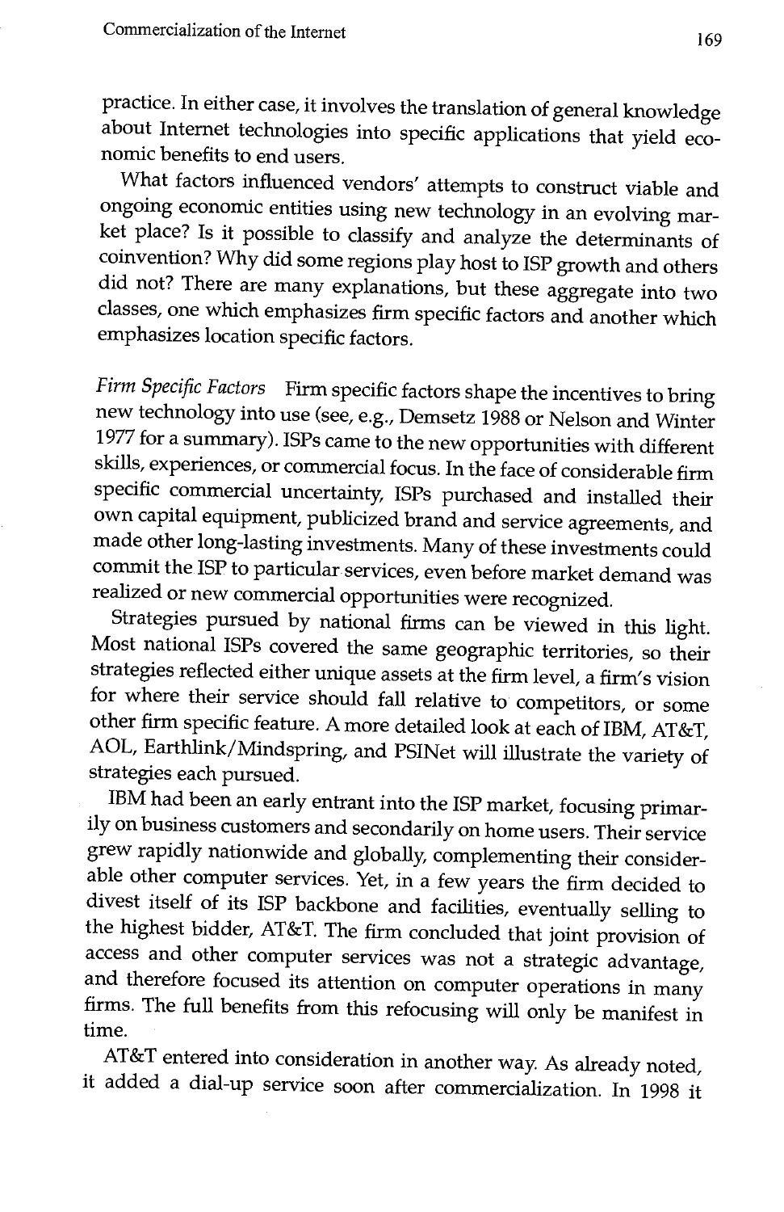practice. In either case, it involves the translation of general knowledge about Internet technologies into specific applications that yield economic benefits to end users.

What factors influenced vendors' attempts to construct viable and ongoing economic entities using new technology in an evolving market place? Is it possible to classify and analyze the determinants of coinvention? Why did some regions play host to ISP growth and others did not? There are many explanations, but these aggregate into two classes, one which emphasizes firm specific factors and another which emphasizes location specific factors.

*Firm Specific Factors* Firm specific factors shape the incentives to bring new technology into use (see, e.g., Demsetz 1988 or Nelson and Winter 1977 for a summary). ISPs came to the new opportunities with different skills, experiences, or commercial focus. In the face of considerable firm specific commercial uncertainty, ISPs purchased and installed their own capital equipment, publicized brand and service agreements, and made other long-lasting investments. Many of these investments could commit the ISP to particular services, even before market demand was realized or new commercial opportunities were recognized.

Strategies pursued by national firms can be viewed in this light. Most national ISPs covered the same geographic territories, so their strategies reflected either unique assets at the firm level, a firm's vision for where their service should fall relative to competitors, or some other firm specific feature. A more detailed look at each of IBM, AT&T, AOL, Earthlink/Mindspring, and PSINet will illustrate the variety of strategies each pursued.

IBM had been an early entrant into the ISP market, focusing primarily on business customers and secondarily on home users. Their service grew rapidly nationwide and globally, complementing their considerable other computer services. Yet, in a few years the firm decided to divest itself of its ISP backbone and facilities, eventually selling to the highest bidder, AT&T. The firm concluded that joint provision of access and other computer services was not a strategic advantage, and therefore focused its attention on computer operations in many firms. The full benefits from this refocusing will only be manifest in time.

AT&T entered into consideration in another way. As already noted, it added a dial-up service soon after commercialization. In 1998 it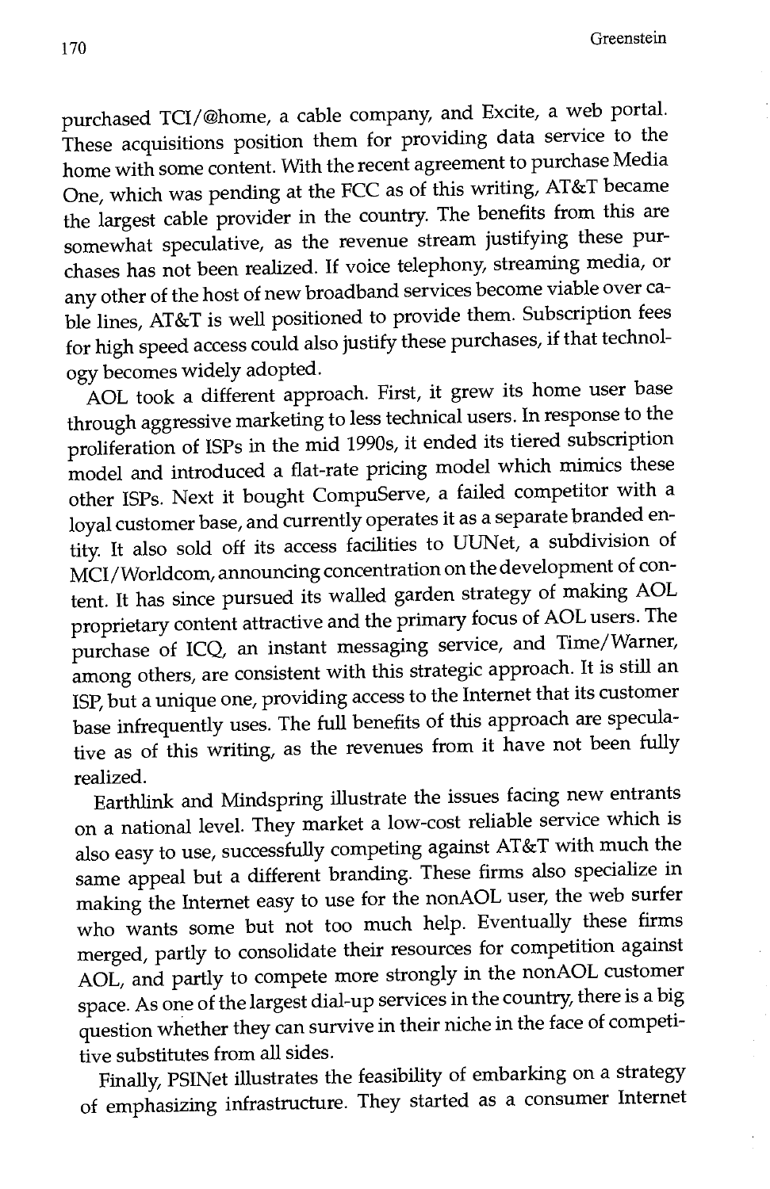purchased TCI/@home, a cable company, and Excite, a web portal. These acquisitions position them for providing data service to the home with some content. With the recent agreement to purchase Media One, which was pending at the FCC as of this writing, AT&T became the largest cable provider in the country. The benefits from this are somewhat speculative, as the revenue stream justifying these purchases has not been realized. If voice telephony, streaming media, or any other of the host of new broadband services become viable over cable lines, AT&T is well positioned to provide them. Subscription fees for high speed access could also justify these purchases, if that technology becomes widely adopted.

AOL took a different approach. First, it grew its home user base through aggressive marketing to less technical users. In response to the proliferation of ISPs in the mid 1990s, it ended its tiered subscription model and introduced a flat-rate pricing model which mimics these other ISPs. Next it bought CompuServe, a failed competitor with a loyal customer base, and currently operates it as a separate branded entity. It also sold off its access facilities to UUNet, a subdivision of MCI/Worldcom, announcing concentration on the development of content. It has since pursued its walled garden strategy of making AOL proprietary content attractive and the primary focus of AOL users. The purchase of ICQ, an instant messaging service, and Time/Warner, among others, are consistent with this strategic approach. It is still an ISP, but a unique one, providing access to the Internet that its customer base infrequently uses. The full benefits of this approach are speculative as of this writing, as the revenues from it have not been fully realized.

Earthlink and Mindspring illustrate the issues facing new entrants on a national level. They market a low-cost reliable service which is also easy to use, successfully competing against AT&T with much the same appeal but a different branding. These firms also specialize in making the Internet easy to use for the nonAOL user, the web surfer who wants some but not too much help. Eventually these firms merged, partly to consolidate their resources for competition against AOL, and partly to compete more strongly in the nonAOL customer space. As one of the largest dial-up services in the country, there is a big question whether they can survive in their niche in the face of competitive substitutes from all sides.

Finally, PSINet illustrates the feasibility of embarking on a strategy of emphasizing infrastructure. They started as a consumer Internet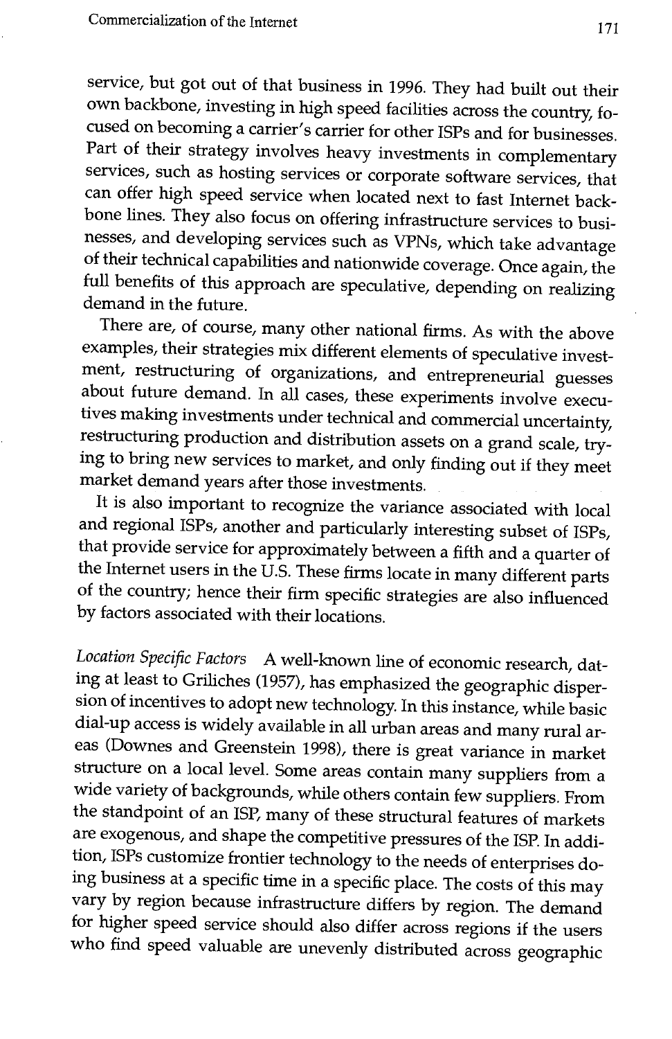service, but got out of that business in 1996. They had built out their own backbone, investing in high speed facilities across the country, focused on becoming a carrier's carrier for other ISPs and for businesses. Part of their strategy involves heavy investments in complementary services, such as hosting services or corporate software services, that can offer high speed service when located next to fast Internet backbone lines. They also focus on offering infrastructure services to businesses, and developing services such as VPNs, which take advantage of their technical capabilities and nationwide coverage. Once again, the full benefits of this approach are speculative, depending on realizing demand in the future.

There are, of course, many other national firms. As with the above examples, their strategies mix different elements of speculative investment, restructuring of organizations, and entrepreneurial guesses about future demand. In all cases, these experiments involve executives making investments under technical and commercial uncertainty, restructuring production and distribution assets on a grand scale, trying to bring new services to market, and only finding out if they meet market demand years after those investments.

It is also important to recognize the variance associated with local and regional ISPs, another and particularly interesting subset of ISPs, that provide service for approximately between a fifth and a quarter of the Internet users in the U.S. These firms locate in many different parts of the country; hence their firm specific strategies are also influenced by factors associated with their locations.

*Location Specific Factors* A well-known line of economic research, dating at least to Griliches (1957), has emphasized the geographic dispersion of incentives to adopt new technology. In this instance, while basic dial-up access is widely available in all urban areas and many rural areas (Downes and Greenstein 1998), there is great variance in market structure on a local level. Some areas contain many suppliers from a wide variety of backgrounds, while others contain few suppliers. From the standpoint of an ISP, many of these structural features of markets are exogenous, and shape the competitive pressures of the ISP. In addition, ISPs customize frontier technology to the needs of enterprises doing business at a specific time in a specific place. The costs of this may vary by region because infrastructure differs by region. The demand for higher speed service should also differ across regions if the users who find speed valuable are unevenly distributed across geographic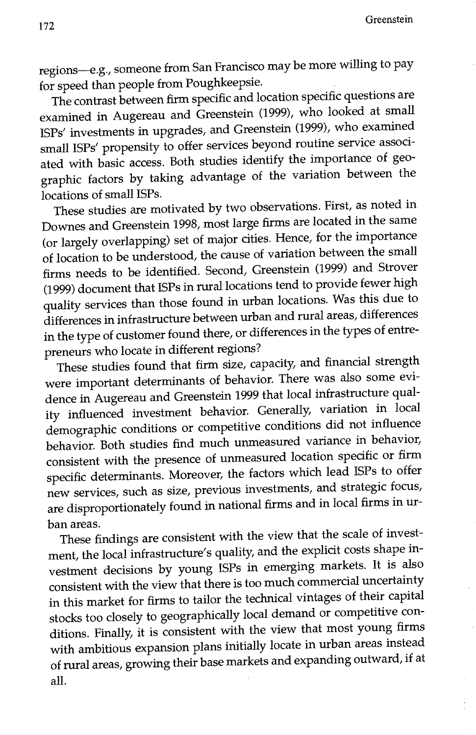regions—e.g., someone from San Francisco may be more willing to pay for speed than people from Poughkeepsie.

The contrast between firm specific and location specific questions are examined in Augereau and Greenstein (1999), who looked at small ISPs' investments in upgrades, and Greenstein (1999), who examined small ISPs' propensity to offer services beyond routine service associated with basic access. Both studies identify the importance of geographic factors by taking advantage of the variation between the locations of small ISPs.

These studies are motivated by two observations. First, as noted in Downes and Greenstein 1998, most large firms are located in the same (or largely overlapping) set of major cities. Hence, for the importance of location to be understood, the cause of variation between the small firms needs to be identified. Second, Greenstein (1999) and Strover (1999) document that ISPs in rural locations tend to provide fewer high quality services than those found in urban locations. Was this due to differences in infrastructure between urban and rural areas, differences in the type of customer found there, or differences in the types of entrepreneurs who locate in different regions?

These studies found that firm size, capacity, and financial strength were important determinants of behavior. There was also some evidence in Augereau and Greenstein 1999 that local infrastructure quality influenced investment behavior. Generally, variation in local demographic conditions or competitive conditions did not influence behavior. Both studies find much unmeasured variance in behavior, consistent with the presence of unmeasured location specific or firm specific determinants. Moreover, the factors which lead ISPs to offer new services, such as size, previous investments, and strategic focus, are disproportionately found in national firms and in local firms in urban areas.

These findings are consistent with the view that the scale of investment, the local infrastructure's quality, and the explicit costs shape investment decisions by young ISPs in emerging markets. It is also consistent with the view that there is too much commercial uncertainty in this market for firms to tailor the technical vintages of their capital stocks too closely to geographically local demand or competitive conditions. Finally, it is consistent with the view that most young firms with ambitious expansion plans initially locate in urban areas instead of rural areas, growing their base markets and expanding outward, if at all.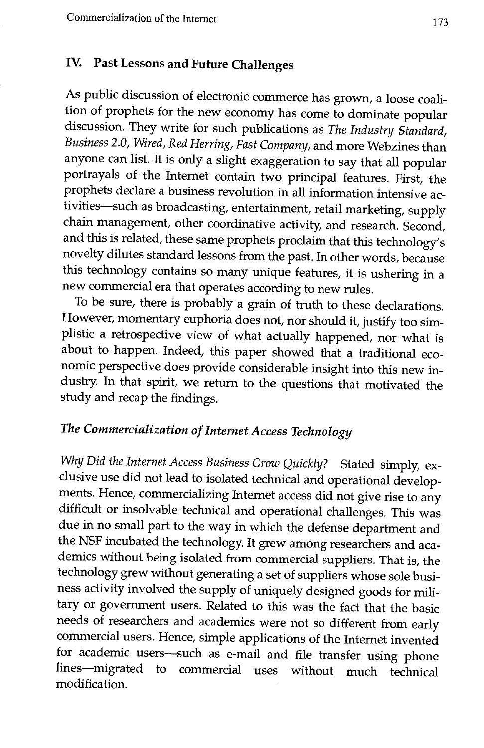## IV. Past Lessons and Future Challenges

As public discussion of electronic commerce has grown, a loose coalition of prophets for the new economy has come to dominate popular discussion. They write for such publications as *The Industry Standard*, *Business 2.0*, *Wired*, *Red Herring*, *Fast Company*, and more Webzines than anyone can list. It is only a slight exaggeration to say that all popular portrayals of the Internet contain two principal features. First, the prophets declare a business revolution in all information intensive activities—such as broadcasting, entertainment, retail marketing, supply chain management, other coordinative activity, and research. Second, and this is related, these same prophets proclaim that this technology's novelty dilutes standard lessons from the past. In other words, because this technology contains so many unique features, it is ushering in a new commercial era that operates according to new rules.

To be sure, there is probably a grain of truth to these declarations. However, momentary euphoria does not, nor should it, justify too simplistic a retrospective view of what actually happened, nor what is about to happen. Indeed, this paper showed that a traditional economic perspective does provide considerable insight into this new industry. In that spirit, we return to the questions that motivated the study and recap the findings.

### *The Commercialization of Internet Access Technology*

*Why Did the Internet Access Business Grow Quickly?* Stated simply, exclusive use did not lead to isolated technical and operational developments. Hence, commercializing Internet access did not give rise to any difficult or insolvable technical and operational challenges. This was due in no small part to the way in which the defense department and the NSF incubated the technology. It grew among researchers and academics without being isolated from commercial suppliers. That is, the technology grew without generating a set of suppliers whose sole business activity involved the supply of uniquely designed goods for military or government users. Related to this was the fact that the basic needs of researchers and academics were not so different from early commercial users. Hence, simple applications of the Internet invented for academic users—such as e-mail and file transfer using phone lines—migrated to commercial uses without much technical modification.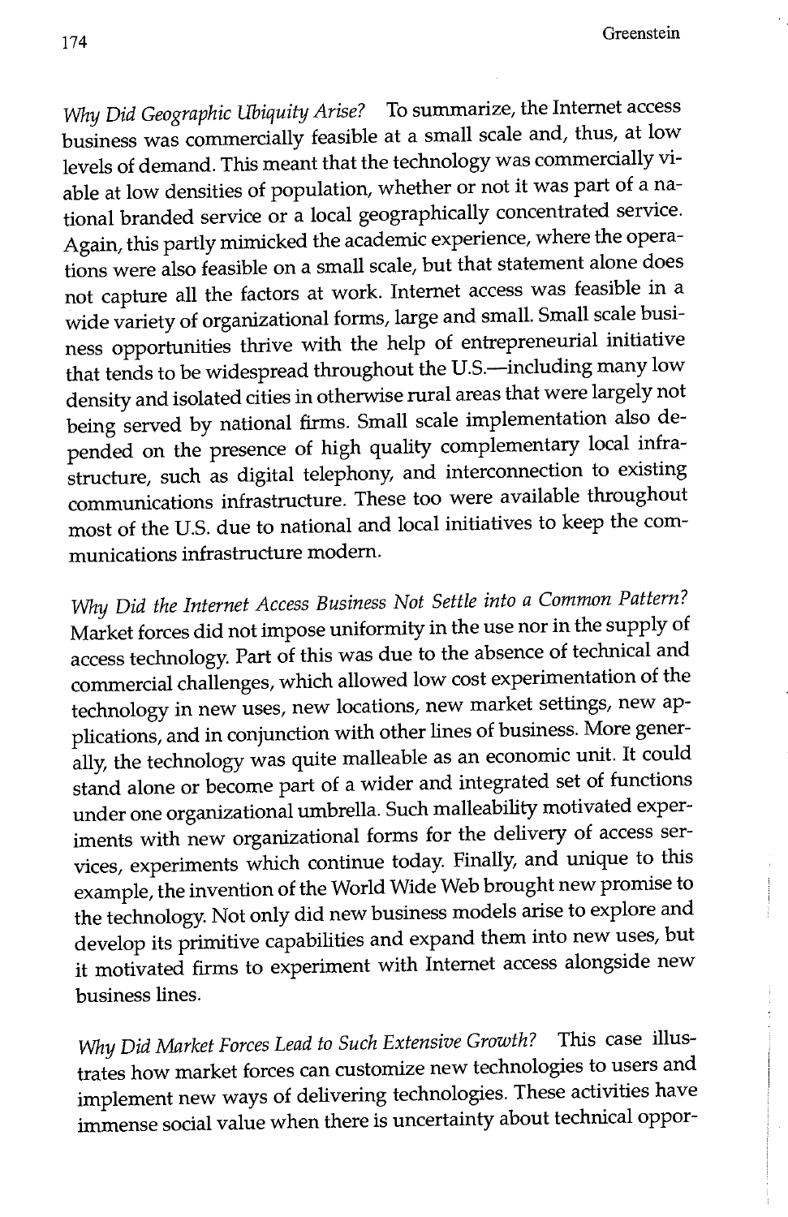*Why Did Geographic Ubiquity Arise?* To summarize, the Internet access business was commercially feasible at a small scale and, thus, at low levels of demand. This meant that the technology was commercially viable at low densities of population, whether or not it was part of a national branded service or a local geographically concentrated service. Again, this partly mimicked the academic experience, where the operations were also feasible on a small scale, but that statement alone does not capture all the factors at work. Internet access was feasible in a wide variety of organizational forms, large and small. Small scale business opportunities thrive with the help of entrepreneurial initiative that tends to be widespread throughout the U.S.—including many low density and isolated cities in otherwise rural areas that were largely not being served by national firms. Small scale implementation also depended on the presence of high quality complementary local infrastructure, such as digital telephony, and interconnection to existing communications infrastructure. These too were available throughout most of the U.S. due to national and local initiatives to keep the communications infrastructure modern.

*Why Did the Internet Access Business Not Settle into a Common Pattern?* Market forces did not impose uniformity in the use nor in the supply of access technology. Part of this was due to the absence of technical and commercial challenges, which allowed low cost experimentation of the technology in new uses, new locations, new market settings, new applications, and in conjunction with other lines of business. More generally, the technology was quite malleable as an economic unit. It could stand alone or become part of a wider and integrated set of functions under one organizational umbrella. Such malleability motivated experiments with new organizational forms for the delivery of access services, experiments which continue today. Finally, and unique to this example, the invention of the World Wide Web brought new promise to the technology. Not only did new business models arise to explore and develop its primitive capabilities and expand them into new uses, but it motivated firms to experiment with Internet access alongside new business lines.

*Why Did Market Forces Lead to Such Extensive Growth?* This case illustrates how market forces can customize new technologies to users and implement new ways of delivering technologies. These activities have immense social value when there is uncertainty about technical oppor-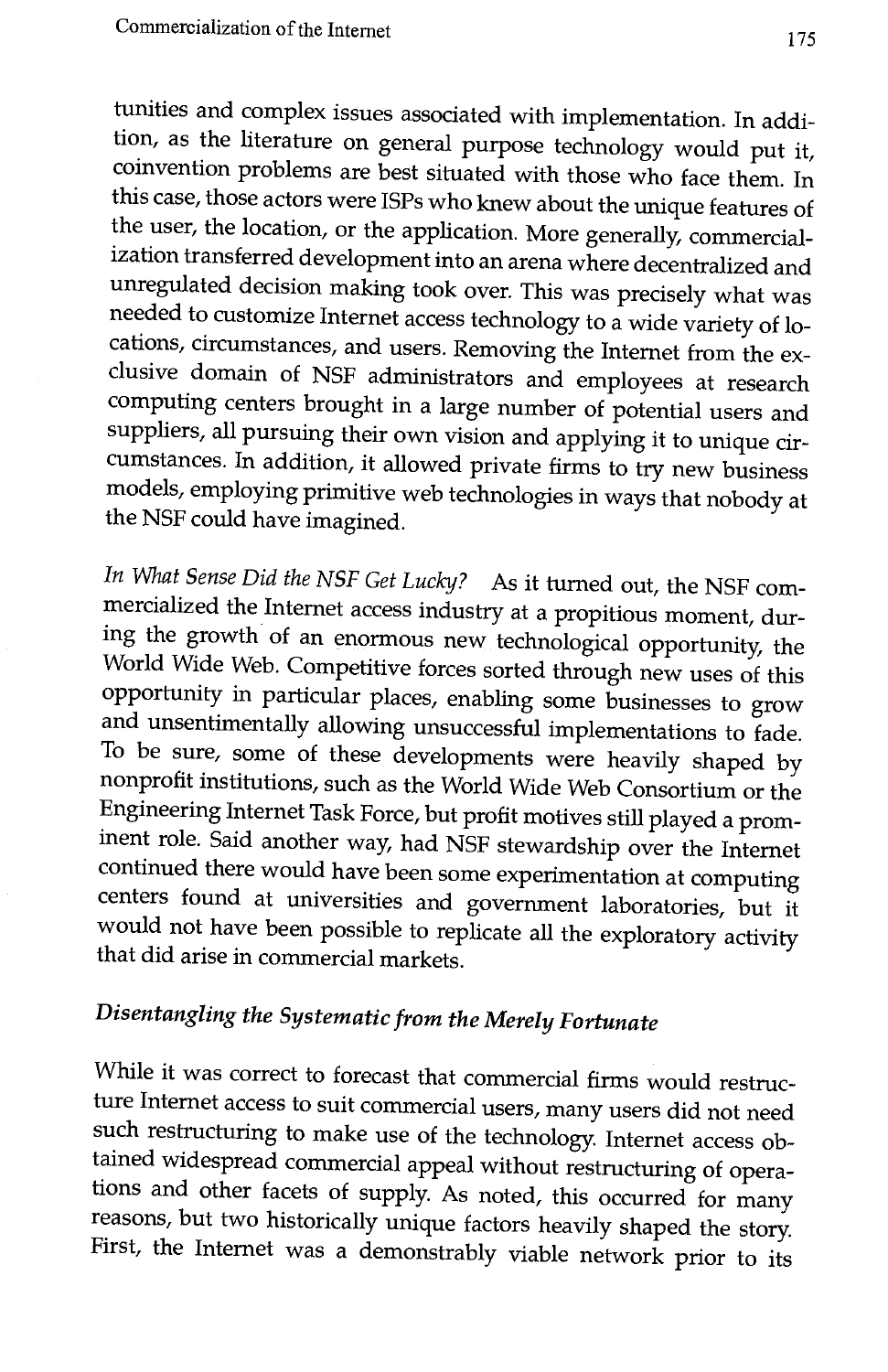tunities and complex issues associated with implementation. In addition, as the literature on general purpose technology would put it, coinvention problems are best situated with those who face them. In this case, those actors were ISPs who knew about the unique features of the user, the location, or the application. More generally, commercialization transferred development into an arena where decentralized and unregulated decision making took over. This was precisely what was needed to customize Internet access technology to a wide variety of locations, circumstances, and users. Removing the Internet from the exclusive domain of NSF administrators and employees at research computing centers brought in a large number of potential users and suppliers, all pursuing their own vision and applying it to unique circumstances. In addition, it allowed private firms to try new business models, employing primitive web technologies in ways that nobody at the NSF could have imagined.

*In What Sense Did the NSF Get Lucky?* As it turned out, the NSF commercialized the Internet access industry at a propitious moment, during the growth of an enormous new technological opportunity, the World Wide Web. Competitive forces sorted through new uses of this opportunity in particular places, enabling some businesses to grow and unsentimentally allowing unsuccessful implementations to fade. To be sure, some of these developments were heavily shaped by nonprofit institutions, such as the World Wide Web Consortium or the Engineering Internet Task Force, but profit motives still played a prominent role. Said another way, had NSF stewardship over the Internet continued there would have been some experimentation at computing centers found at universities and government laboratories, but it would not have been possible to replicate all the exploratory activity that did arise in commercial markets.

### *Disentangling the Systematic from the Merely Fortunate*

While it was correct to forecast that commercial firms would restructure Internet access to suit commercial users, many users did not need such restructuring to make use of the technology. Internet access obtained widespread commercial appeal without restructuring of operations and other facets of supply. As noted, this occurred for many reasons, but two historically unique factors heavily shaped the story. First, the Internet was a demonstrably viable network prior to its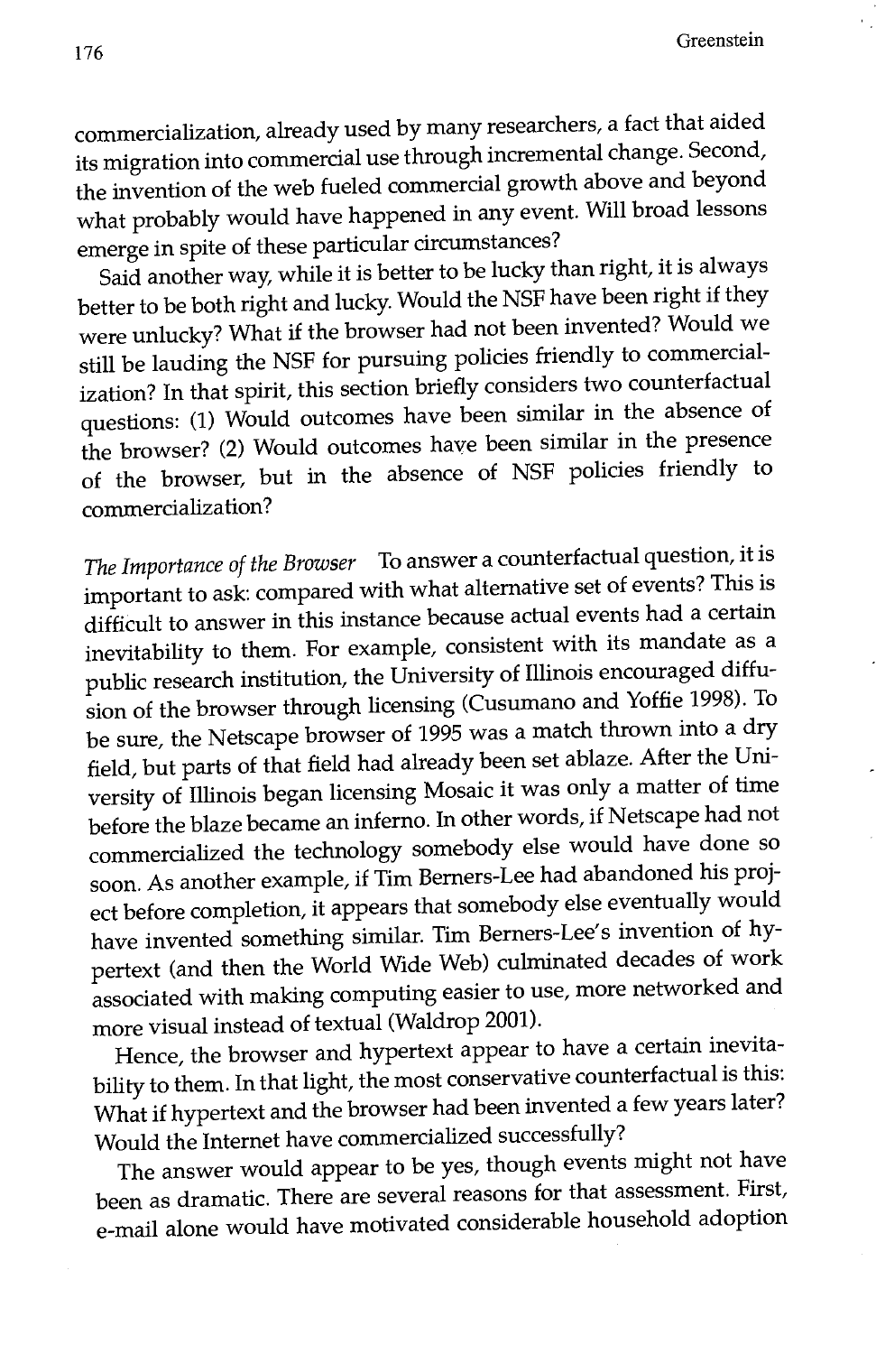commercialization, already used by many researchers, a fact that aided its migration into commercial use through incremental change. Second, the invention of the web fueled commercial growth above and beyond what probably would have happened in any event. Will broad lessons emerge in spite of these particular circumstances?

Said another way, while it is better to be lucky than right, it is always better to be both right and lucky. Would the NSF have been right if they were unlucky? What if the browser had not been invented? Would we still be lauding the NSF for pursuing policies friendly to commercialization? In that spirit, this section briefly considers two counterfactual questions: (1) Would outcomes have been similar in the absence of the browser? (2) Would outcomes have been similar in the presence of the browser, but in the absence of NSF policies friendly to commercialization?

*The Importance of the Browser* To answer a counterfactual question, it is important to ask: compared with what alternative set of events? This is difficult to answer in this instance because actual events had a certain inevitability to them. For example, consistent with its mandate as a public research institution, the University of Illinois encouraged diffusion of the browser through licensing (Cusumano and Yoffie 1998). To be sure, the Netscape browser of 1995 was a match thrown into a dry field, but parts of that field had already been set ablaze. After the University of Illinois began licensing Mosaic it was only a matter of time before the blaze became an inferno. In other words, if Netscape had not commercialized the technology somebody else would have done so soon. As another example, if Tim Berners-Lee had abandoned his project before completion, it appears that somebody else eventually would have invented something similar. Tim Berners-Lee's invention of hypertext (and then the World Wide Web) culminated decades of work associated with making computing easier to use, more networked and more visual instead of textual (Waldrop 2001).

Hence, the browser and hypertext appear to have a certain inevitability to them. In that light, the most conservative counterfactual is this: What if hypertext and the browser had been invented a few years later? Would the Internet have commercialized successfully?

The answer would appear to be yes, though events might not have been as dramatic. There are several reasons for that assessment. First, e-mail alone would have motivated considerable household adoption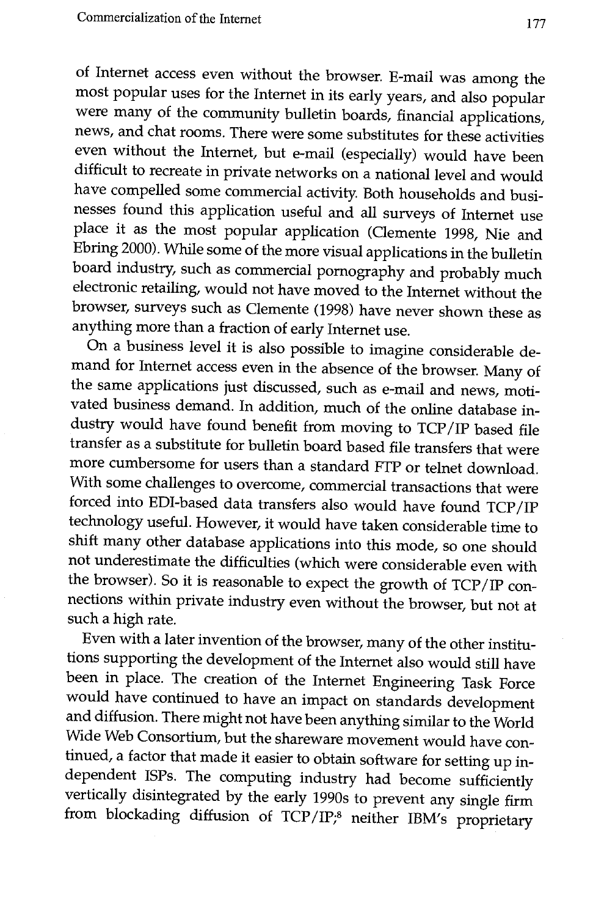of Internet access even without the browser. E-mail was among the most popular uses for the Internet in its early years, and also popular were many of the community bulletin boards, financial applications, news, and chat rooms. There were some substitutes for these activities even without the Internet, but e-mail (especially) would have been difficult to recreate in private networks on a national level and would have compelled some commercial activity. Both households and businesses found this application useful and all surveys of Internet use place it as the most popular application (Clemente 1998, Nie and Ebring 2000). While some of the more visual applications in the bulletin board industry, such as commercial pornography and probably much electronic retailing, would not have moved to the Internet without the browser, surveys such as Clemente (1998) have never shown these as anything more than a fraction of early Internet use.

On a business level it is also possible to imagine considerable demand for Internet access even in the absence of the browser. Many of the same applications just discussed, such as e-mail and news, motivated business demand. In addition, much of the online database industry would have found benefit from moving to TCP/IP based file transfer as a substitute for bulletin board based file transfers that were more cumbersome for users than a standard FTP or telnet download. With some challenges to overcome, commercial transactions that were forced into EDI-based data transfers also would have found TCP/IP technology useful. However, it would have taken considerable time to shift many other database applications into this mode, so one should not underestimate the difficulties (which were considerable even with the browser). So it is reasonable to expect the growth of TCP/IP connections within private industry even without the browser, but not at such a high rate.

Even with a later invention of the browser, many of the other institutions supporting the development of the Internet also would still have been in place. The creation of the Internet Engineering Task Force would have continued to have an impact on standards development and diffusion. There might not have been anything similar to the World Wide Web Consortium, but the shareware movement would have continued, a factor that made it easier to obtain software for setting up independent ISPs. The computing industry had become sufficiently vertically disintegrated by the early 1990s to prevent any single firm from blockading diffusion of TCP/IP;[8] neither IBM's proprietary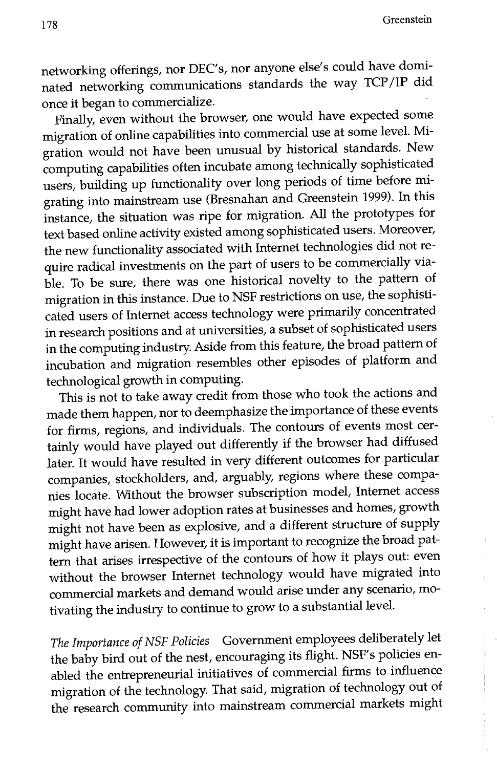networking offerings, nor DEC's, nor anyone else's could have dominated networking communications standards the way TCP/IP did once it began to commercialize.

Finally, even without the browser, one would have expected some migration of online capabilities into commercial use at some level. Migration would not have been unusual by historical standards. New computing capabilities often incubate among technically sophisticated users, building up functionality over long periods of time before migrating into mainstream use (Bresnahan and Greenstein 1999). In this instance, the situation was ripe for migration. All the prototypes for text based online activity existed among sophisticated users. Moreover, the new functionality associated with Internet technologies did not require radical investments on the part of users to be commercially viable. To be sure, there was one historical novelty to the pattern of migration in this instance. Due to NSF restrictions on use, the sophisticated users of Internet access technology were primarily concentrated in research positions and at universities, a subset of sophisticated users in the computing industry. Aside from this feature, the broad pattern of incubation and migration resembles other episodes of platform and technological growth in computing.

This is not to take away credit from those who took the actions and made them happen, nor to deemphasize the importance of these events for firms, regions, and individuals. The contours of events most certainly would have played out differently if the browser had diffused later. It would have resulted in very different outcomes for particular companies, stockholders, and, arguably, regions where these companies locate. Without the browser subscription model, Internet access might have had lower adoption rates at businesses and homes, growth might not have been as explosive, and a different structure of supply might have arisen. However, it is important to recognize the broad pattern that arises irrespective of the contours of how it plays out: even without the browser Internet technology would have migrated into commercial markets and demand would arise under any scenario, motivating the industry to continue to grow to a substantial level.

*The Importance of NSF Policies* Government employees deliberately let the baby bird out of the nest, encouraging its flight. NSF's policies enabled the entrepreneurial initiatives of commercial firms to influence migration of the technology. That said, migration of technology out of the research community into mainstream commercial markets might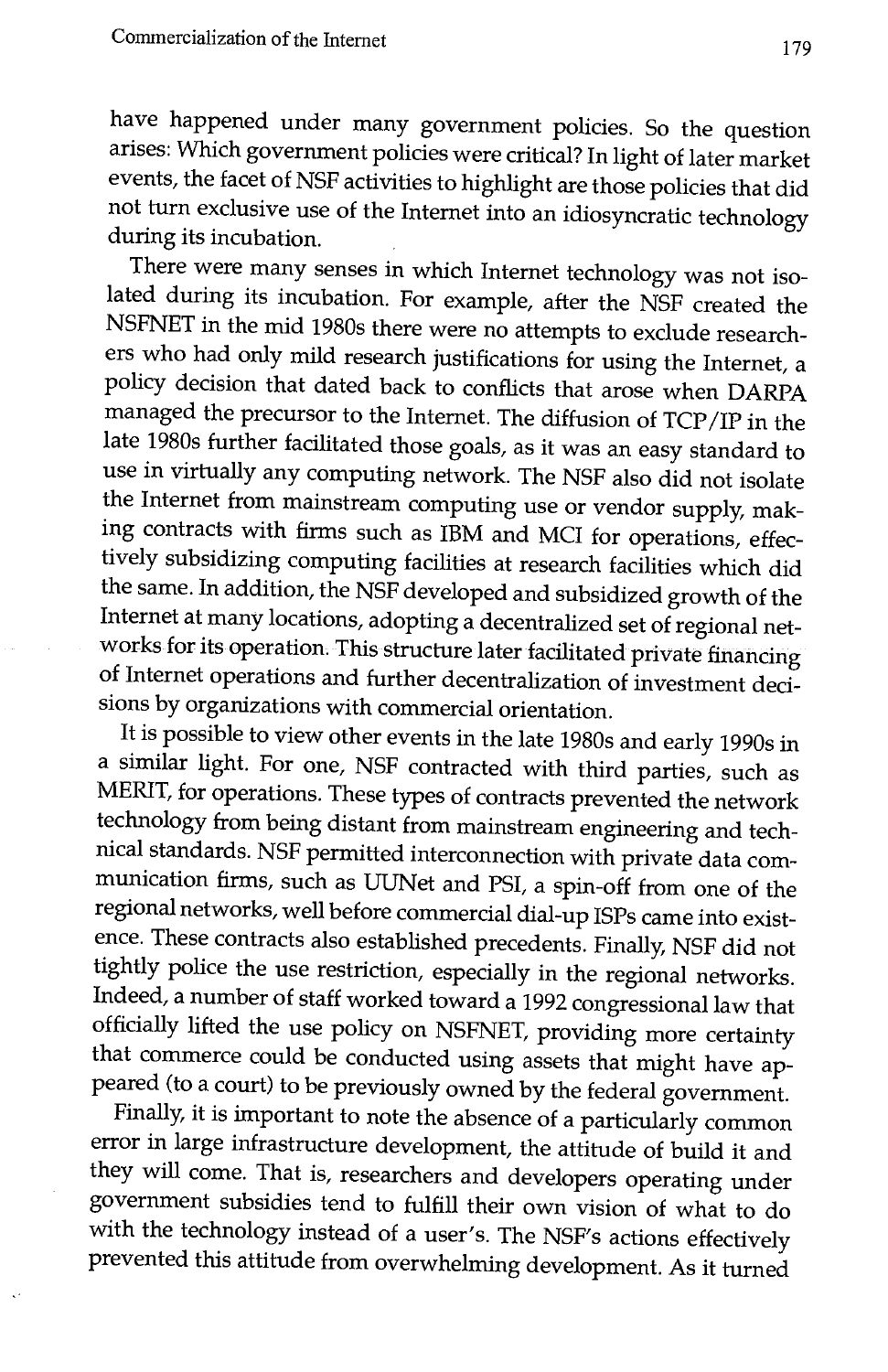have happened under many government policies. So the question arises: Which government policies were critical? In light of later market events, the facet of NSF activities to highlight are those policies that did not turn exclusive use of the Internet into an idiosyncratic technology during its incubation.

There were many senses in which Internet technology was not isolated during its incubation. For example, after the NSF created the NSFNET in the mid 1980s there were no attempts to exclude researchers who had only mild research justifications for using the Internet, a policy decision that dated back to conflicts that arose when DARPA managed the precursor to the Internet. The diffusion of TCP/IP in the late 1980s further facilitated those goals, as it was an easy standard to use in virtually any computing network. The NSF also did not isolate the Internet from mainstream computing use or vendor supply, making contracts with firms such as IBM and MCI for operations, effectively subsidizing computing facilities at research facilities which did the same. In addition, the NSF developed and subsidized growth of the Internet at many locations, adopting a decentralized set of regional networks for its operation. This structure later facilitated private financing of Internet operations and further decentralization of investment decisions by organizations with commercial orientation.

It is possible to view other events in the late 1980s and early 1990s in a similar light. For one, NSF contracted with third parties, such as MERIT, for operations. These types of contracts prevented the network technology from being distant from mainstream engineering and technical standards. NSF permitted interconnection with private data communication firms, such as UUNet and PSI, a spin-off from one of the regional networks, well before commercial dial-up ISPs came into existence. These contracts also established precedents. Finally, NSF did not tightly police the use restriction, especially in the regional networks. Indeed, a number of staff worked toward a 1992 congressional law that officially lifted the use policy on NSFNET, providing more certainty that commerce could be conducted using assets that might have appeared (to a court) to be previously owned by the federal government.

Finally, it is important to note the absence of a particularly common error in large infrastructure development, the attitude of build it and they will come. That is, researchers and developers operating under government subsidies tend to fulfill their own vision of what to do with the technology instead of a user's. The NSF's actions effectively prevented this attitude from overwhelming development. As it turned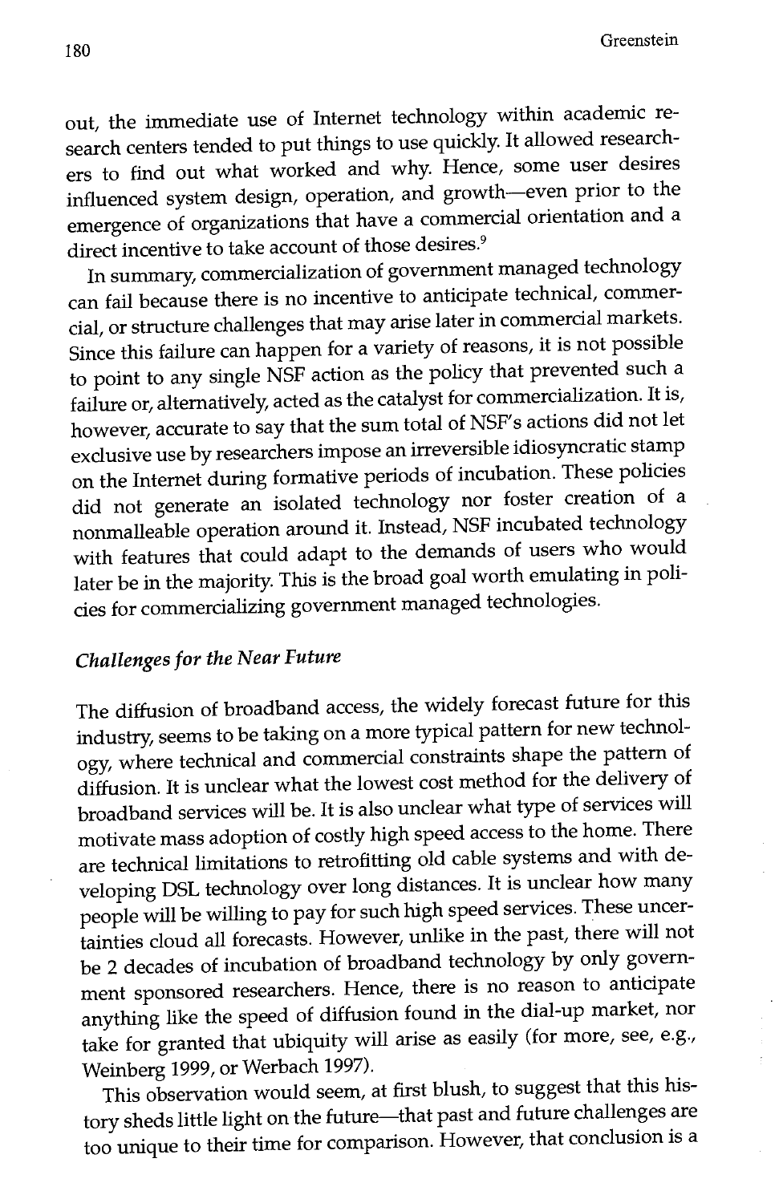out, the immediate use of Internet technology within academic research centers tended to put things to use quickly. It allowed researchers to find out what worked and why. Hence, some user desires influenced system design, operation, and growth—even prior to the emergence of organizations that have a commercial orientation and a direct incentive to take account of those desires.[9]

In summary, commercialization of government managed technology can fail because there is no incentive to anticipate technical, commercial, or structure challenges that may arise later in commercial markets. Since this failure can happen for a variety of reasons, it is not possible to point to any single NSF action as the policy that prevented such a failure or, alternatively, acted as the catalyst for commercialization. It is, however, accurate to say that the sum total of NSF's actions did not let exclusive use by researchers impose an irreversible idiosyncratic stamp on the Internet during formative periods of incubation. These policies did not generate an isolated technology nor foster creation of a nonmalleable operation around it. Instead, NSF incubated technology with features that could adapt to the demands of users who would later be in the majority. This is the broad goal worth emulating in policies for commercializing government managed technologies.

### *Challenges for the Near Future*

The diffusion of broadband access, the widely forecast future for this industry, seems to be taking on a more typical pattern for new technology, where technical and commercial constraints shape the pattern of diffusion. It is unclear what the lowest cost method for the delivery of broadband services will be. It is also unclear what type of services will motivate mass adoption of costly high speed access to the home. There are technical limitations to retrofitting old cable systems and with developing DSL technology over long distances. It is unclear how many people will be willing to pay for such high speed services. These uncertainties cloud all forecasts. However, unlike in the past, there will not be 2 decades of incubation of broadband technology by only government sponsored researchers. Hence, there is no reason to anticipate anything like the speed of diffusion found in the dial-up market, nor take for granted that ubiquity will arise as easily (for more, see, e.g., Weinberg 1999, or Werbach 1997).

This observation would seem, at first blush, to suggest that this history sheds little light on the future—that past and future challenges are too unique to their time for comparison. However, that conclusion is a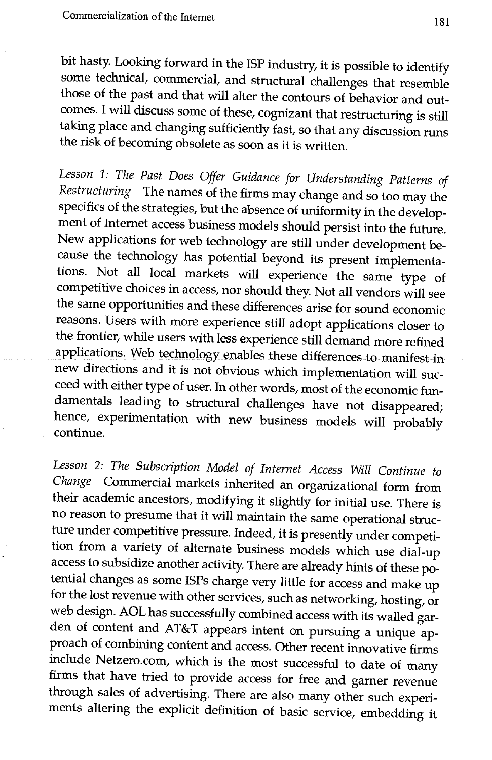bit hasty. Looking forward in the ISP industry, it is possible to identify some technical, commercial, and structural challenges that resemble those of the past and that will alter the contours of behavior and outcomes. I will discuss some of these, cognizant that restructuring is still taking place and changing sufficiently fast, so that any discussion runs the risk of becoming obsolete as soon as it is written.

*Lesson 1: The Past Does Offer Guidance for Understanding Patterns of Restructuring* The names of the firms may change and so too may the specifics of the strategies, but the absence of uniformity in the development of Internet access business models should persist into the future. New applications for web technology are still under development because the technology has potential beyond its present implementations. Not all local markets will experience the same type of competitive choices in access, nor should they. Not all vendors will see the same opportunities and these differences arise for sound economic reasons. Users with more experience still adopt applications closer to the frontier, while users with less experience still demand more refined applications. Web technology enables these differences to manifest in new directions and it is not obvious which implementation will succeed with either type of user. In other words, most of the economic fundamentals leading to structural challenges have not disappeared; hence, experimentation with new business models will probably continue.

*Lesson 2: The Subscription Model of Internet Access Will Continue to Change* Commercial markets inherited an organizational form from their academic ancestors, modifying it slightly for initial use. There is no reason to presume that it will maintain the same operational structure under competitive pressure. Indeed, it is presently under competition from a variety of alternate business models which use dial-up access to subsidize another activity. There are already hints of these potential changes as some ISPs charge very little for access and make up for the lost revenue with other services, such as networking, hosting, or web design. AOL has successfully combined access with its walled garden of content and AT&T appears intent on pursuing a unique approach of combining content and access. Other recent innovative firms include Netzero.com, which is the most successful to date of many firms that have tried to provide access for free and garner revenue through sales of advertising. There are also many other such experiments altering the explicit definition of basic service, embedding it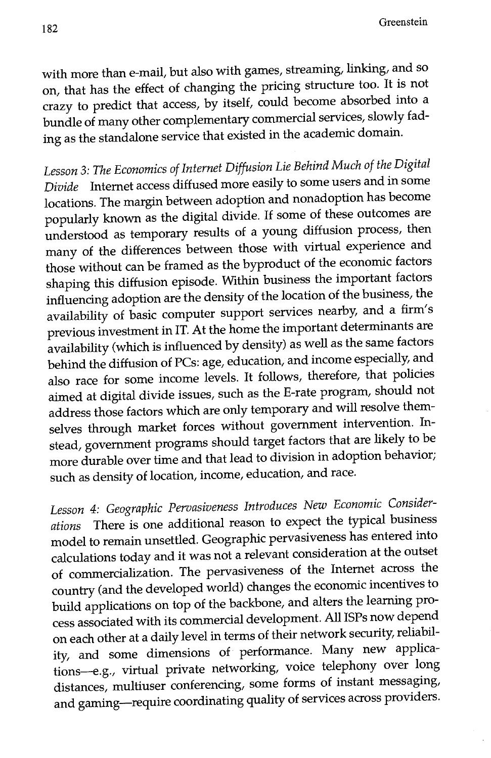with more than e-mail, but also with games, streaming, linking, and so on, that has the effect of changing the pricing structure too. It is not crazy to predict that access, by itself, could become absorbed into a bundle of many other complementary commercial services, slowly fading as the standalone service that existed in the academic domain.

*Lesson 3: The Economics of Internet Diffusion Lie Behind Much of the Digital Divide* Internet access diffused more easily to some users and in some locations. The margin between adoption and nonadoption has become popularly known as the digital divide. If some of these outcomes are understood as temporary results of a young diffusion process, then many of the differences between those with virtual experience and those without can be framed as the byproduct of the economic factors shaping this diffusion episode. Within business the important factors influencing adoption are the density of the location of the business, the availability of basic computer support services nearby, and a firm's previous investment in IT. At the home the important determinants are availability (which is influenced by density) as well as the same factors behind the diffusion of PCs: age, education, and income especially, and also race for some income levels. It follows, therefore, that policies aimed at digital divide issues, such as the E-rate program, should not address those factors which are only temporary and will resolve themselves through market forces without government intervention. Instead, government programs should target factors that are likely to be more durable over time and that lead to division in adoption behavior; such as density of location, income, education, and race.

*Lesson 4: Geographic Pervasiveness Introduces New Economic Considerations* There is one additional reason to expect the typical business model to remain unsettled. Geographic pervasiveness has entered into calculations today and it was not a relevant consideration at the outset of commercialization. The pervasiveness of the Internet across the country (and the developed world) changes the economic incentives to build applications on top of the backbone, and alters the learning process associated with its commercial development. All ISPs now depend on each other at a daily level in terms of their network security, reliability, and some dimensions of performance. Many new applications—e.g., virtual private networking, voice telephony over long distances, multiuser conferencing, some forms of instant messaging, and gaming—require coordinating quality of services across providers.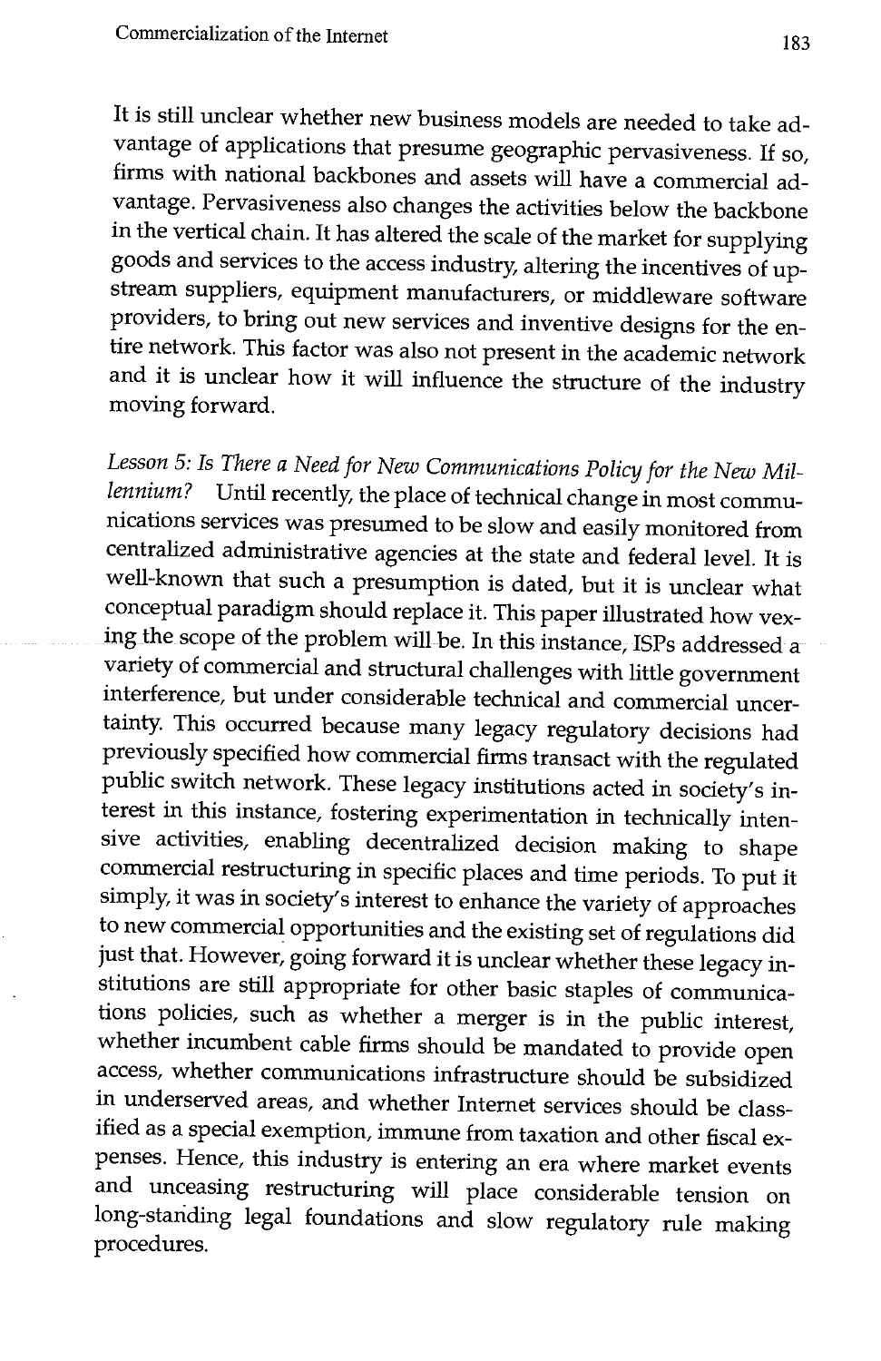It is still unclear whether new business models are needed to take advantage of applications that presume geographic pervasiveness. If so, firms with national backbones and assets will have a commercial advantage. Pervasiveness also changes the activities below the backbone in the vertical chain. It has altered the scale of the market for supplying goods and services to the access industry, altering the incentives of upstream suppliers, equipment manufacturers, or middleware software providers, to bring out new services and inventive designs for the entire network. This factor was also not present in the academic network and it is unclear how it will influence the structure of the industry moving forward.

*Lesson 5: Is There a Need for New Communications Policy for the New Millennium?* Until recently, the place of technical change in most communications services was presumed to be slow and easily monitored from centralized administrative agencies at the state and federal level. It is well-known that such a presumption is dated, but it is unclear what conceptual paradigm should replace it. This paper illustrated how vexing the scope of the problem will be. In this instance, ISPs addressed a variety of commercial and structural challenges with little government interference, but under considerable technical and commercial uncertainty. This occurred because many legacy regulatory decisions had previously specified how commercial firms transact with the regulated public switch network. These legacy institutions acted in society's interest in this instance, fostering experimentation in technically intensive activities, enabling decentralized decision making to shape commercial restructuring in specific places and time periods. To put it simply, it was in society's interest to enhance the variety of approaches to new commercial opportunities and the existing set of regulations did just that. However, going forward it is unclear whether these legacy institutions are still appropriate for other basic staples of communications policies, such as whether a merger is in the public interest, whether incumbent cable firms should be mandated to provide open access, whether communications infrastructure should be subsidized in underserved areas, and whether Internet services should be classified as a special exemption, immune from taxation and other fiscal expenses. Hence, this industry is entering an era where market events and unceasing restructuring will place considerable tension on long-standing legal foundations and slow regulatory rule making procedures.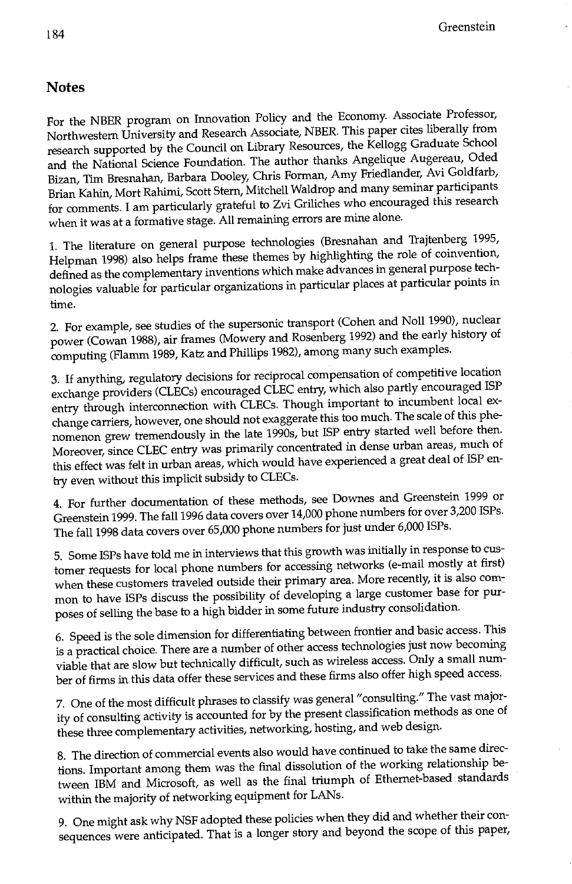## Notes

For the NBER program on Innovation Policy and the Economy. Associate Professor, Northwestern University and Research Associate, NBER. This paper cites liberally from research supported by the Council on Library Resources, the Kellogg Graduate School and the National Science Foundation. The author thanks Angelique Augereau, Oded Bizan, Tim Bresnahan, Barbara Dooley, Chris Forman, Amy Friedlander, Avi Goldfarb, Brian Kahin, Mort Rahimi, Scott Stern, Mitchell Waldrop and many seminar participants for comments. I am particularly grateful to Zvi Griliches who encouraged this research when it was at a formative stage. All remaining errors are mine alone.

1. The literature on general purpose technologies (Bresnahan and Trajtenberg 1995, Helpman 1998) also helps frame these themes by highlighting the role of coinvention, defined as the complementary inventions which make advances in general purpose technologies valuable for particular organizations in particular places at particular points in time.

2. For example, see studies of the supersonic transport (Cohen and Noll 1990), nuclear power (Cowan 1988), air frames (Mowery and Rosenberg 1992) and the early history of computing (Flamm 1989, Katz and Phillips 1982), among many such examples.

3. If anything, regulatory decisions for reciprocal compensation of competitive location exchange providers (CLECs) encouraged CLEC entry, which also partly encouraged ISP entry through interconnection with CLECs. Though important to incumbent local exchange carriers, however, one should not exaggerate this too much. The scale of this phenomenon grew tremendously in the late 1990s, but ISP entry started well before then. Moreover, since CLEC entry was primarily concentrated in dense urban areas, much of this effect was felt in urban areas, which would have experienced a great deal of ISP entry even without this implicit subsidy to CLECs.

4. For further documentation of these methods, see Downes and Greenstein 1999 or Greenstein 1999. The fall 1996 data covers over 14,000 phone numbers for over 3,200 ISPs. The fall 1998 data covers over 65,000 phone numbers for just under 6,000 ISPs.

5. Some ISPs have told me in interviews that this growth was initially in response to customer requests for local phone numbers for accessing networks (e-mail mostly at first) when these customers traveled outside their primary area. More recently, it is also common to have ISPs discuss the possibility of developing a large customer base for purposes of selling the base to a high bidder in some future industry consolidation.

6. Speed is the sole dimension for differentiating between frontier and basic access. This is a practical choice. There are a number of other access technologies just now becoming viable that are slow but technically difficult, such as wireless access. Only a small number of firms in this data offer these services and these firms also offer high speed access.

7. One of the most difficult phrases to classify was general "consulting." The vast majority of consulting activity is accounted for by the present classification methods as one of these three complementary activities, networking, hosting, and web design.

8. The direction of commercial events also would have continued to take the same directions. Important among them was the final dissolution of the working relationship between IBM and Microsoft, as well as the final triumph of Ethernet-based standards within the majority of networking equipment for LANs.

9. One might ask why NSF adopted these policies when they did and whether their consequences were anticipated. That is a longer story and beyond the scope of this paper,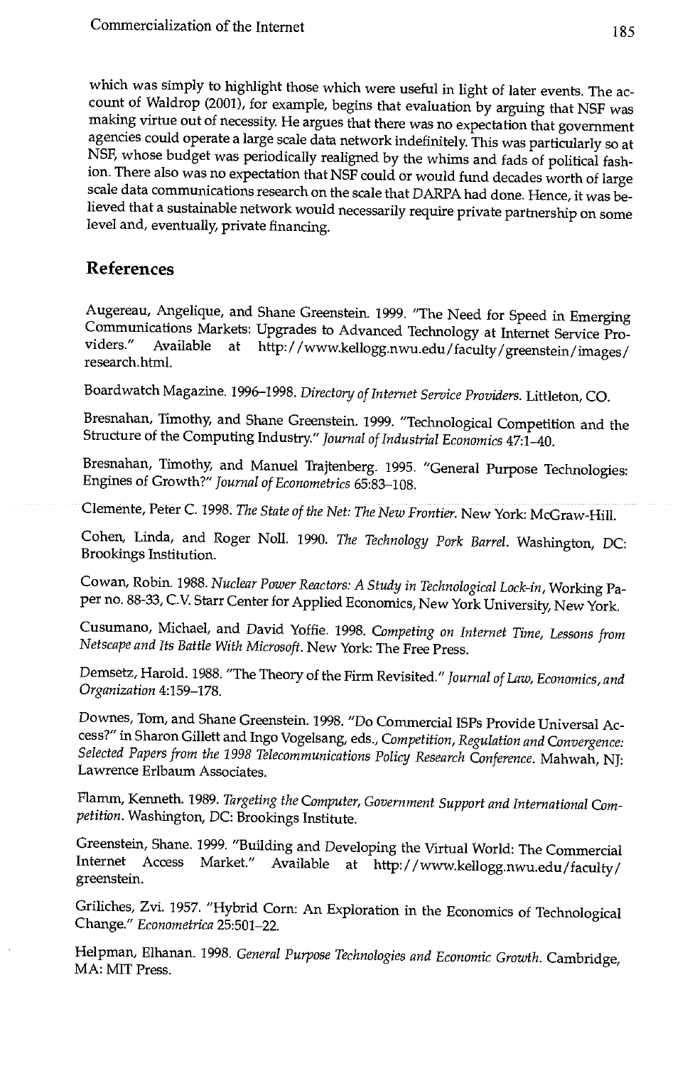which was simply to highlight those which were useful in light of later events. The account of Waldrop (2001), for example, begins that evaluation by arguing that NSF was making virtue out of necessity. He argues that there was no expectation that government agencies could operate a large scale data network indefinitely. This was particularly so at NSF, whose budget was periodically realigned by the whims and fads of political fashion. There also was no expectation that NSF could or would fund decades worth of large scale data communications research on the scale that DARPA had done. Hence, it was believed that a sustainable network would necessarily require private partnership on some level and, eventually, private financing.

## References

Augereau, Angelique, and Shane Greenstein. 1999. "The Need for Speed in Emerging Communications Markets: Upgrades to Advanced Technology at Internet Service Providers." Available at http://www.kellogg.nwu.edu/faculty/greenstein/images/research.html.

Boardwatch Magazine. 1996–1998. *Directory of Internet Service Providers*. Littleton, CO.

Bresnahan, Timothy, and Shane Greenstein. 1999. "Technological Competition and the Structure of the Computing Industry." *Journal of Industrial Economics* 47:1–40.

Bresnahan, Timothy, and Manuel Trajtenberg. 1995. "General Purpose Technologies: Engines of Growth?" *Journal of Econometrics* 65:83–108.

Clemente, Peter C. 1998. *The State of the Net: The New Frontier*. New York: McGraw-Hill.

Cohen, Linda, and Roger Noll. 1990. *The Technology Pork Barrel*. Washington, DC: Brookings Institution.

Cowan, Robin. 1988. *Nuclear Power Reactors: A Study in Technological Lock-in*, Working Paper no. 88-33, C.V. Starr Center for Applied Economics, New York University, New York.

Cusumano, Michael, and David Yoffie. 1998. *Competing on Internet Time, Lessons from Netscape and Its Battle With Microsoft*. New York: The Free Press.

Demsetz, Harold. 1988. "The Theory of the Firm Revisited." *Journal of Law, Economics, and Organization* 4:159–178.

Downes, Tom, and Shane Greenstein. 1998. "Do Commercial ISPs Provide Universal Access?" in Sharon Gillett and Ingo Vogelsang, eds., *Competition, Regulation and Convergence: Selected Papers from the 1998 Telecommunications Policy Research Conference*. Mahwah, NJ: Lawrence Erlbaum Associates.

Flamm, Kenneth. 1989. *Targeting the Computer, Government Support and International Competition*. Washington, DC: Brookings Institute.

Greenstein, Shane. 1999. "Building and Developing the Virtual World: The Commercial Internet Access Market." Available at http://www.kellogg.nwu.edu/faculty/greenstein.

Griliches, Zvi. 1957. "Hybrid Corn: An Exploration in the Economics of Technological Change." *Econometrica* 25:501–22.

Helpman, Elhanan. 1998. *General Purpose Technologies and Economic Growth*. Cambridge, MA: MIT Press.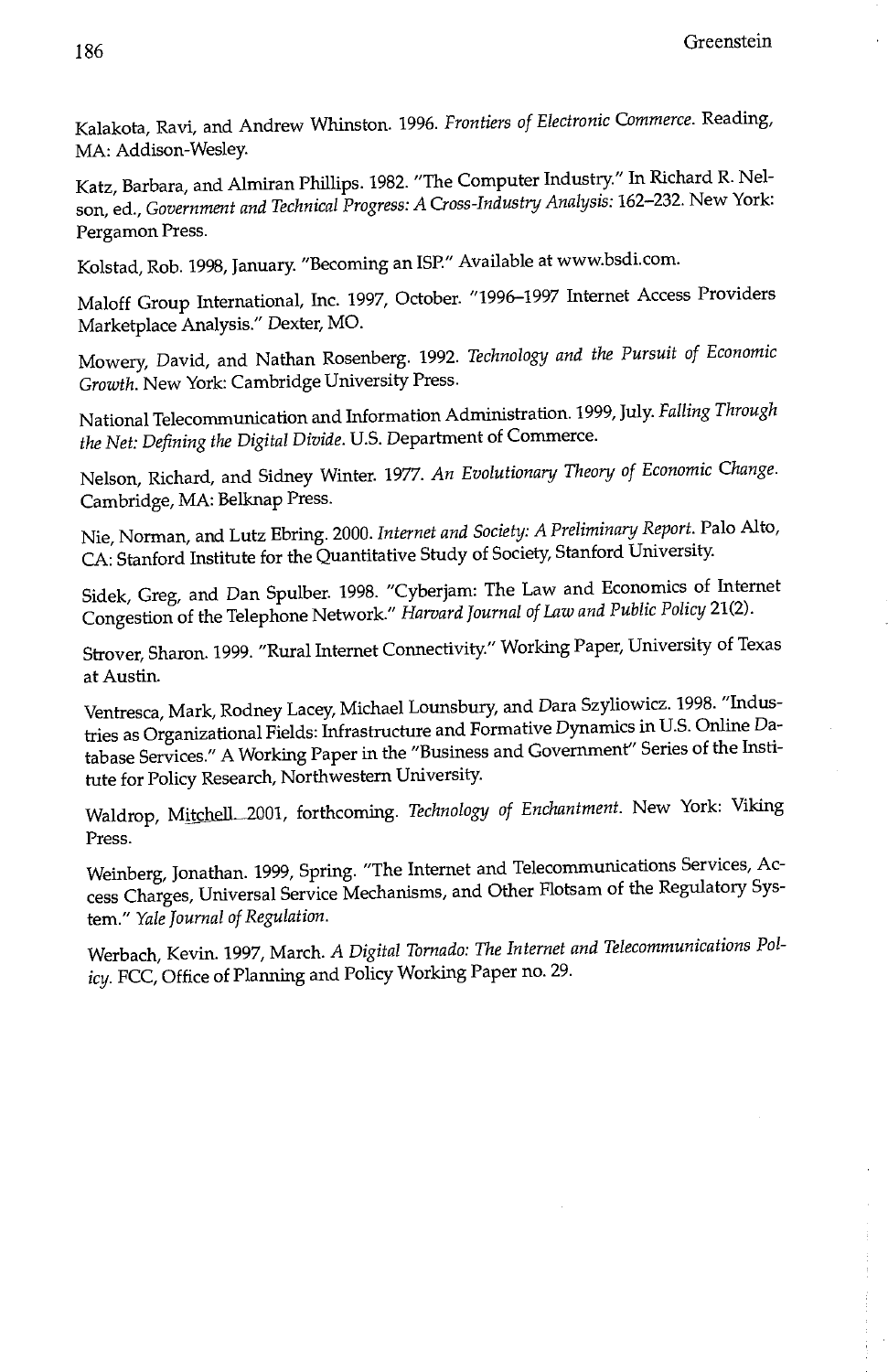Kalakota, Ravi, and Andrew Whinston. 1996. *Frontiers of Electronic Commerce*. Reading, MA: Addison-Wesley.

Katz, Barbara, and Almiran Phillips. 1982. "The Computer Industry." In Richard R. Nelson, ed., *Government and Technical Progress: A Cross-Industry Analysis*: 162–232. New York: Pergamon Press.

Kolstad, Rob. 1998, January. "Becoming an ISP." Available at www.bsdi.com.

Maloff Group International, Inc. 1997, October. "1996–1997 Internet Access Providers Marketplace Analysis." Dexter, MO.

Mowery, David, and Nathan Rosenberg. 1992. *Technology and the Pursuit of Economic Growth*. New York: Cambridge University Press.

National Telecommunication and Information Administration. 1999, July. *Falling Through the Net: Defining the Digital Divide*. U.S. Department of Commerce.

Nelson, Richard, and Sidney Winter. 1977. *An Evolutionary Theory of Economic Change*. Cambridge, MA: Belknap Press.

Nie, Norman, and Lutz Ebring. 2000. *Internet and Society: A Preliminary Report*. Palo Alto, CA: Stanford Institute for the Quantitative Study of Society, Stanford University.

Sidek, Greg, and Dan Spulber. 1998. "Cyberjam: The Law and Economics of Internet Congestion of the Telephone Network." *Harvard Journal of Law and Public Policy* 21(2).

Strover, Sharon. 1999. "Rural Internet Connectivity." Working Paper, University of Texas at Austin.

Ventresca, Mark, Rodney Lacey, Michael Lounsbury, and Dara Szyliowicz. 1998. "Industries as Organizational Fields: Infrastructure and Formative Dynamics in U.S. Online Database Services." A Working Paper in the "Business and Government" Series of the Institute for Policy Research, Northwestern University.

Waldrop, Mitchell. 2001, forthcoming. *Technology of Enchantment*. New York: Viking Press.

Weinberg, Jonathan. 1999, Spring. "The Internet and Telecommunications Services, Access Charges, Universal Service Mechanisms, and Other Flotsam of the Regulatory System." *Yale Journal of Regulation*.

Werbach, Kevin. 1997, March. *A Digital Tornado: The Internet and Telecommunications Policy*. FCC, Office of Planning and Policy Working Paper no. 29.